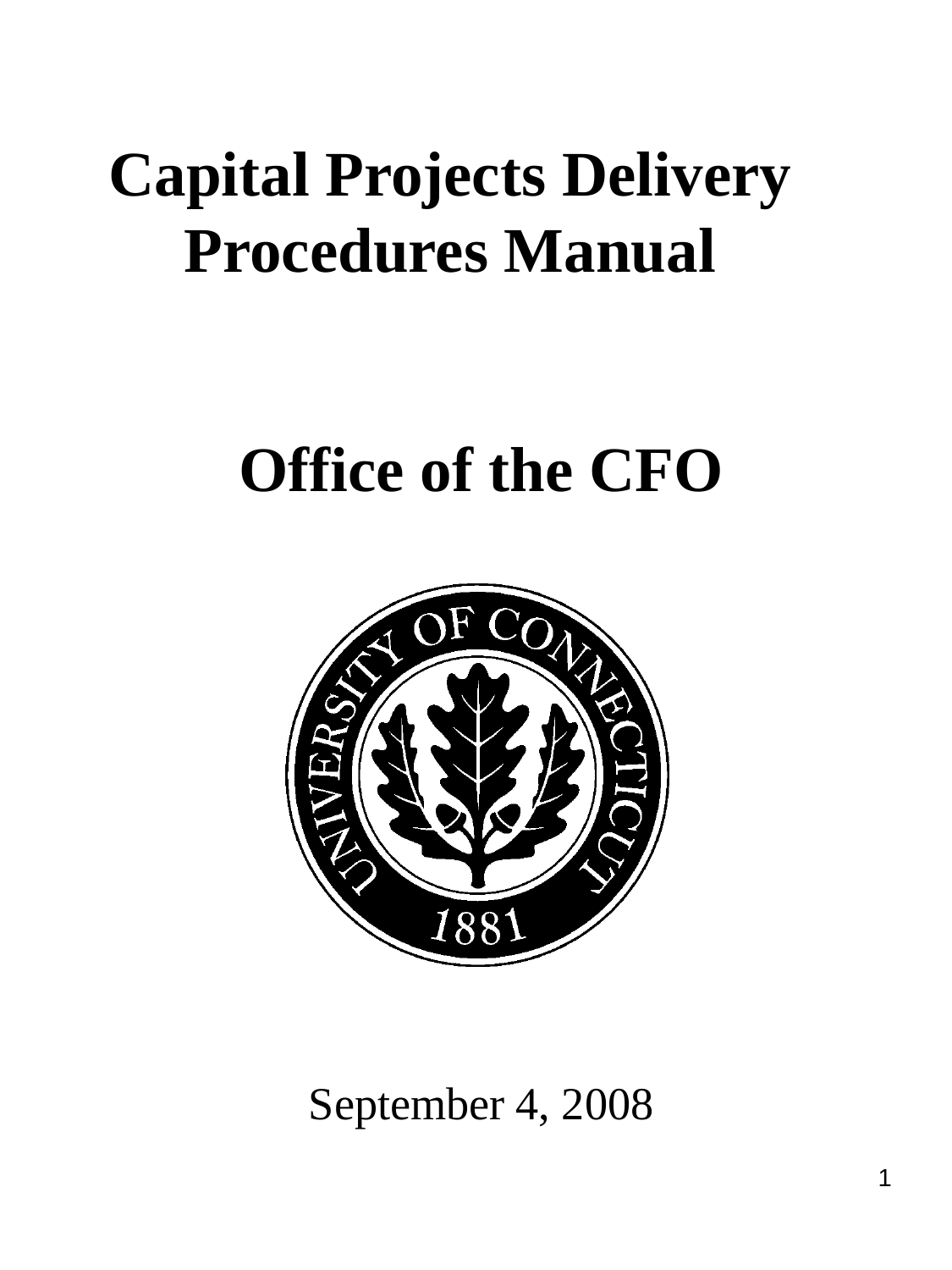# Capital Projects Delivery Procedures Manual

# Office of the CFO

September 4, 2008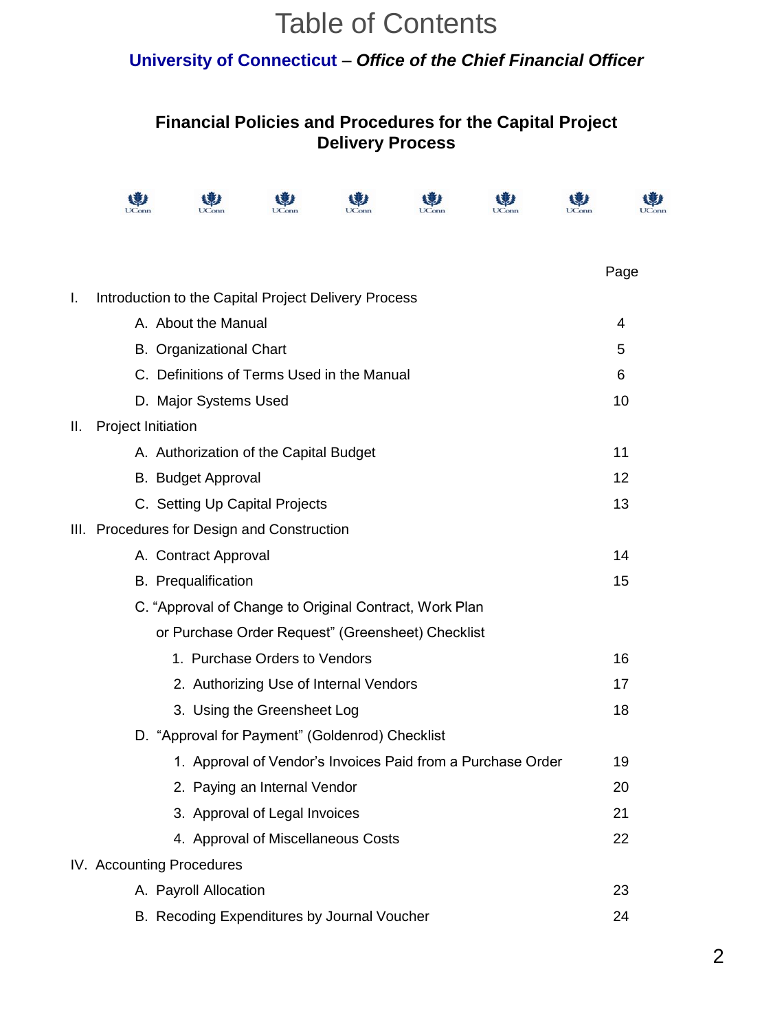# Table of Contents

**University of Connecticut** – ***Office of the Chief Financial Officer***

## Financial Policies and Procedures for the Capital Project Delivery Process

| | Page |
|---|---|
| I. Introduction to the Capital Project Delivery Process | |
| A. About the Manual | 4 |
| B. Organizational Chart | 5 |
| C. Definitions of Terms Used in the Manual | 6 |
| D. Major Systems Used | 10 |
| II. Project Initiation | |
| A. Authorization of the Capital Budget | 11 |
| B. Budget Approval | 12 |
| C. Setting Up Capital Projects | 13 |
| III. Procedures for Design and Construction | |
| A. Contract Approval | 14 |
| B. Prequalification | 15 |
| C. "Approval of Change to Original Contract, Work Plan or Purchase Order Request" (Greensheet) Checklist | |
| 1. Purchase Orders to Vendors | 16 |
| 2. Authorizing Use of Internal Vendors | 17 |
| 3. Using the Greensheet Log | 18 |
| D. "Approval for Payment" (Goldenrod) Checklist | |
| 1. Approval of Vendor's Invoices Paid from a Purchase Order | 19 |
| 2. Paying an Internal Vendor | 20 |
| 3. Approval of Legal Invoices | 21 |
| 4. Approval of Miscellaneous Costs | 22 |
| IV. Accounting Procedures | |
| A. Payroll Allocation | 23 |
| B. Recoding Expenditures by Journal Voucher | 24 |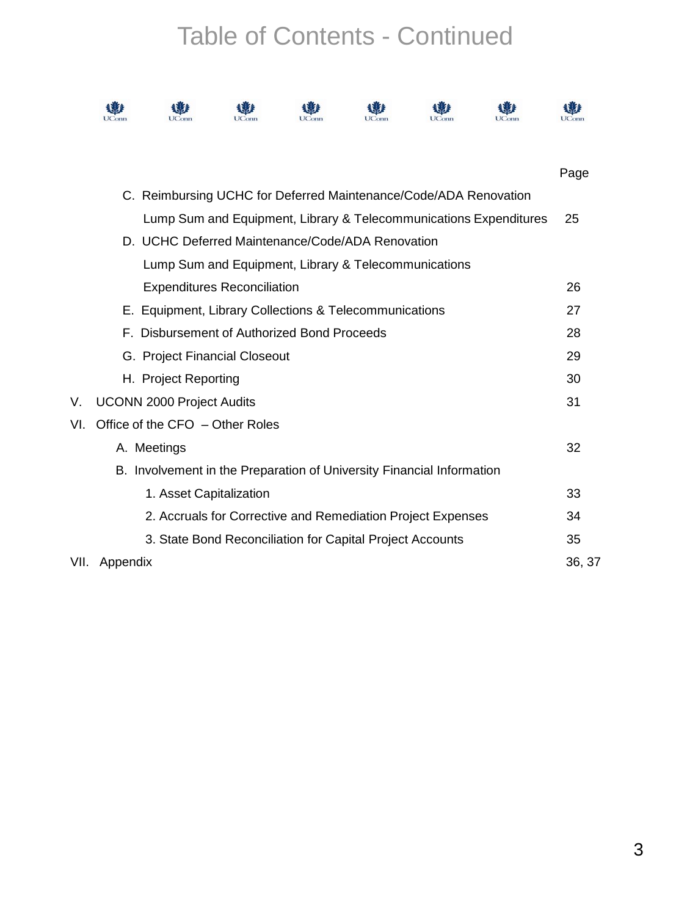# Table of Contents - Continued

| | Page |
|---|---|
| C. Reimbursing UCHC for Deferred Maintenance/Code/ADA Renovation Lump Sum and Equipment, Library & Telecommunications Expenditures | 25 |
| D. UCHC Deferred Maintenance/Code/ADA Renovation Lump Sum and Equipment, Library & Telecommunications Expenditures Reconciliation | 26 |
| E. Equipment, Library Collections & Telecommunications | 27 |
| F. Disbursement of Authorized Bond Proceeds | 28 |
| G. Project Financial Closeout | 29 |
| H. Project Reporting | 30 |
| V. UCONN 2000 Project Audits | 31 |
| VI. Office of the CFO – Other Roles | |
| A. Meetings | 32 |
| B. Involvement in the Preparation of University Financial Information | |
| 1. Asset Capitalization | 33 |
| 2. Accruals for Corrective and Remediation Project Expenses | 34 |
| 3. State Bond Reconciliation for Capital Project Accounts | 35 |
| VII. Appendix | 36, 37 |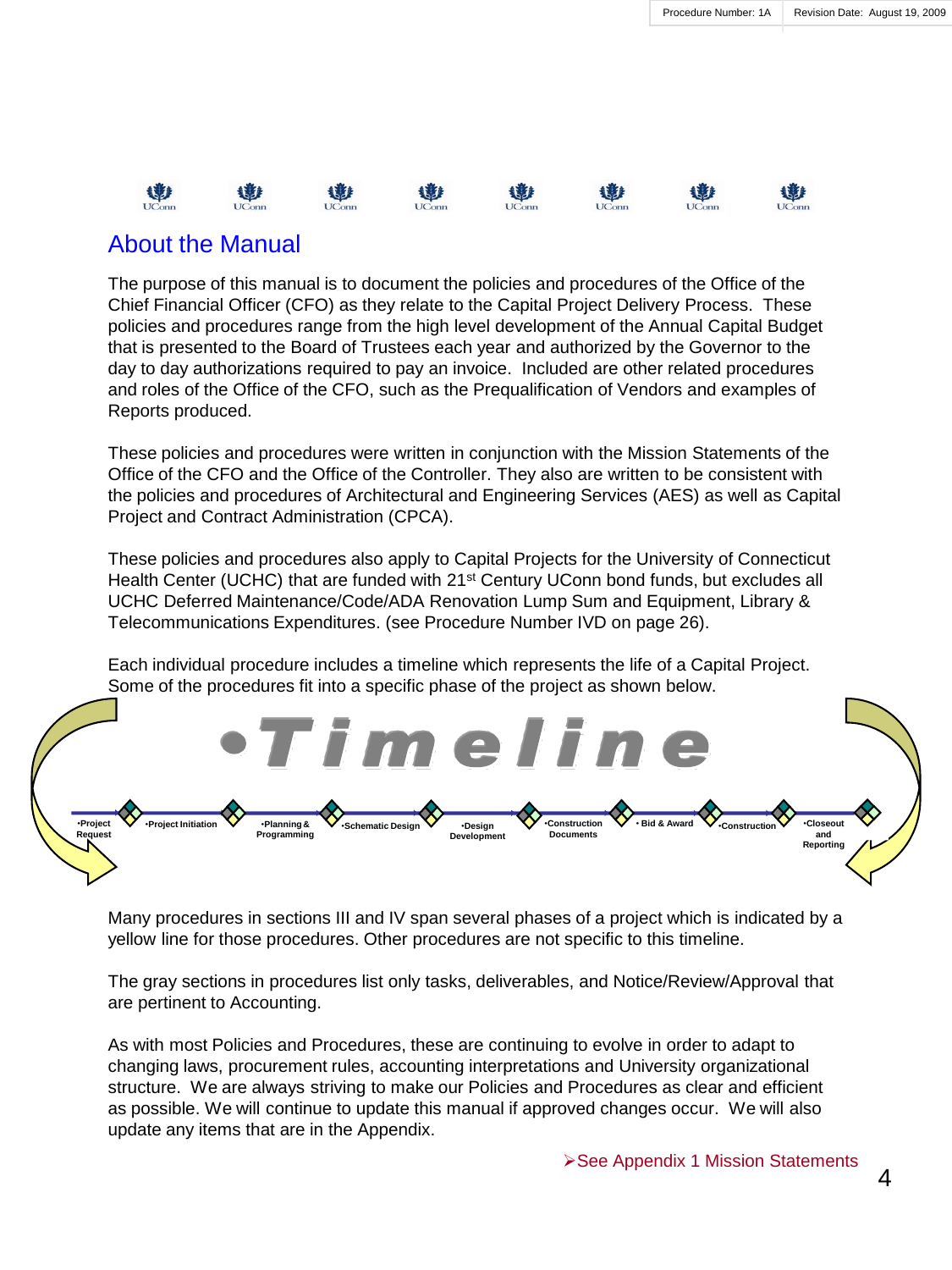## About the Manual

The purpose of this manual is to document the policies and procedures of the Office of the Chief Financial Officer (CFO) as they relate to the Capital Project Delivery Process. These policies and procedures range from the high level development of the Annual Capital Budget that is presented to the Board of Trustees each year and authorized by the Governor to the day to day authorizations required to pay an invoice. Included are other related procedures and roles of the Office of the CFO, such as the Prequalification of Vendors and examples of Reports produced.

These policies and procedures were written in conjunction with the Mission Statements of the Office of the CFO and the Office of the Controller. They also are written to be consistent with the policies and procedures of Architectural and Engineering Services (AES) as well as Capital Project and Contract Administration (CPCA).

These policies and procedures also apply to Capital Projects for the University of Connecticut Health Center (UCHC) that are funded with 21st Century UConn bond funds, but excludes all UCHC Deferred Maintenance/Code/ADA Renovation Lump Sum and Equipment, Library & Telecommunications Expenditures. (see Procedure Number IVD on page 26).

Each individual procedure includes a timeline which represents the life of a Capital Project. Some of the procedures fit into a specific phase of the project as shown below.

**Timeline**

- Project Request
- Project Initiation
- Planning & Programming
- Schematic Design
- Design Development
- Construction Documents
- Bid & Award
- Construction
- Closeout and Reporting

Many procedures in sections III and IV span several phases of a project which is indicated by a yellow line for those procedures. Other procedures are not specific to this timeline.

The gray sections in procedures list only tasks, deliverables, and Notice/Review/Approval that are pertinent to Accounting.

As with most Policies and Procedures, these are continuing to evolve in order to adapt to changing laws, procurement rules, accounting interpretations and University organizational structure. We are always striving to make our Policies and Procedures as clear and efficient as possible. We will continue to update this manual if approved changes occur. We will also update any items that are in the Appendix.

➢See Appendix 1 Mission Statements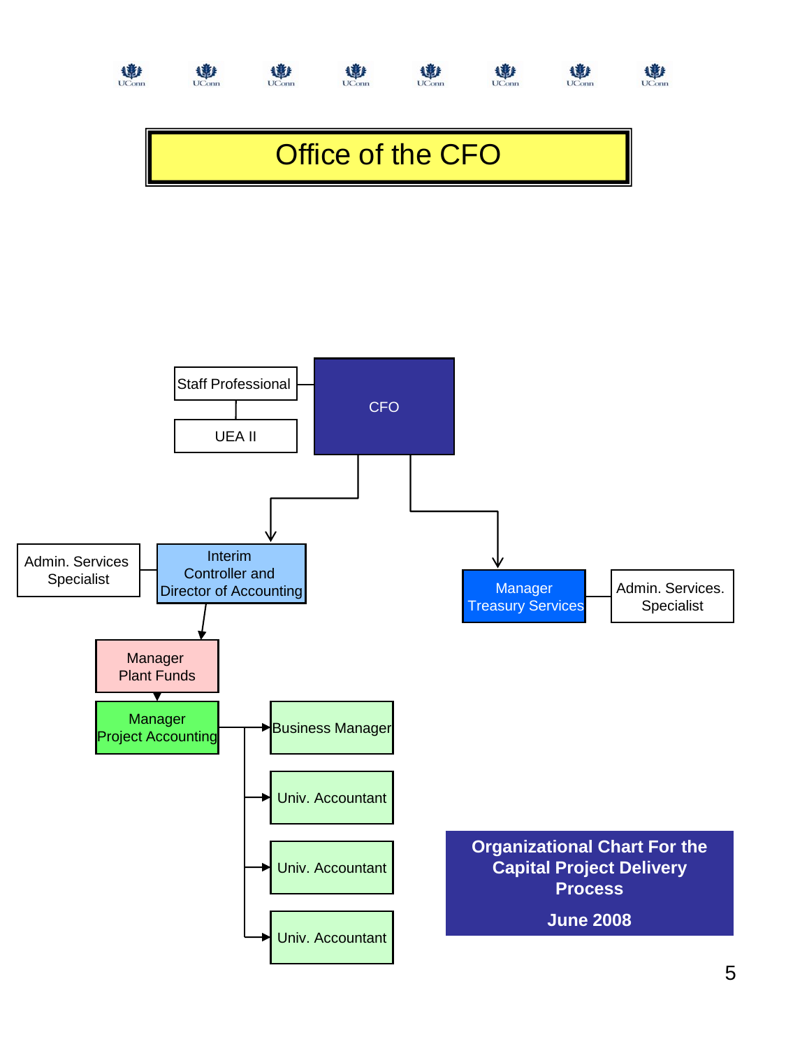# Office of the CFO

- CFO
  - Staff Professional
    - UEA II
  - Interim Controller and Director of Accounting
    - Admin. Services Specialist
    - Manager Plant Funds
      - Manager Project Accounting
        - Business Manager
        - Univ. Accountant
        - Univ. Accountant
        - Univ. Accountant
  - Manager Treasury Services
    - Admin. Services. Specialist

**Organizational Chart For the Capital Project Delivery Process**

**June 2008**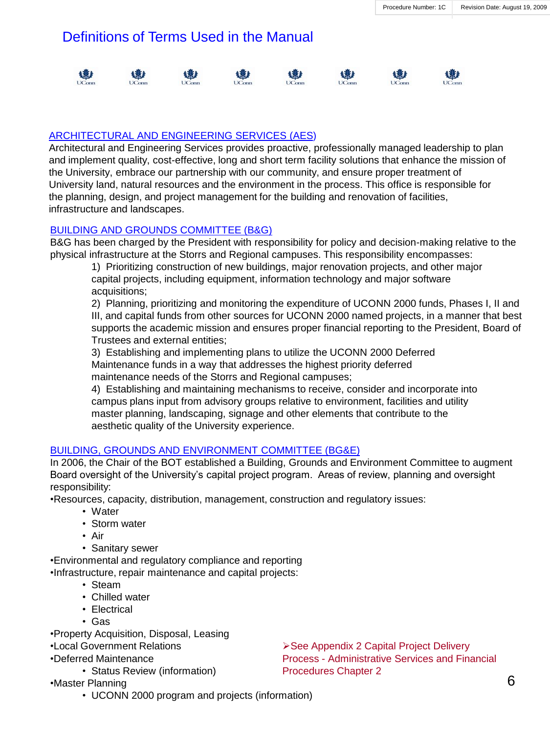# Definitions of Terms Used in the Manual

## ARCHITECTURAL AND ENGINEERING SERVICES (AES)

Architectural and Engineering Services provides proactive, professionally managed leadership to plan and implement quality, cost-effective, long and short term facility solutions that enhance the mission of the University, embrace our partnership with our community, and ensure proper treatment of University land, natural resources and the environment in the process. This office is responsible for the planning, design, and project management for the building and renovation of facilities, infrastructure and landscapes.

## BUILDING AND GROUNDS COMMITTEE (B&G)

B&G has been charged by the President with responsibility for policy and decision-making relative to the physical infrastructure at the Storrs and Regional campuses. This responsibility encompasses:

1) Prioritizing construction of new buildings, major renovation projects, and other major capital projects, including equipment, information technology and major software acquisitions;
2) Planning, prioritizing and monitoring the expenditure of UCONN 2000 funds, Phases I, II and III, and capital funds from other sources for UCONN 2000 named projects, in a manner that best supports the academic mission and ensures proper financial reporting to the President, Board of Trustees and external entities;
3) Establishing and implementing plans to utilize the UCONN 2000 Deferred Maintenance funds in a way that addresses the highest priority deferred maintenance needs of the Storrs and Regional campuses;
4) Establishing and maintaining mechanisms to receive, consider and incorporate into campus plans input from advisory groups relative to environment, facilities and utility master planning, landscaping, signage and other elements that contribute to the aesthetic quality of the University experience.

## BUILDING, GROUNDS AND ENVIRONMENT COMMITTEE (BG&E)

In 2006, the Chair of the BOT established a Building, Grounds and Environment Committee to augment Board oversight of the University's capital project program. Areas of review, planning and oversight responsibility:

- Resources, capacity, distribution, management, construction and regulatory issues:
  - Water
  - Storm water
  - Air
  - Sanitary sewer
- Environmental and regulatory compliance and reporting
- Infrastructure, repair maintenance and capital projects:
  - Steam
  - Chilled water
  - Electrical
  - Gas
- Property Acquisition, Disposal, Leasing
- Local Government Relations
- Deferred Maintenance
  - Status Review (information)
- Master Planning
  - UCONN 2000 program and projects (information)

➢See Appendix 2 Capital Project Delivery Process - Administrative Services and Financial Procedures Chapter 2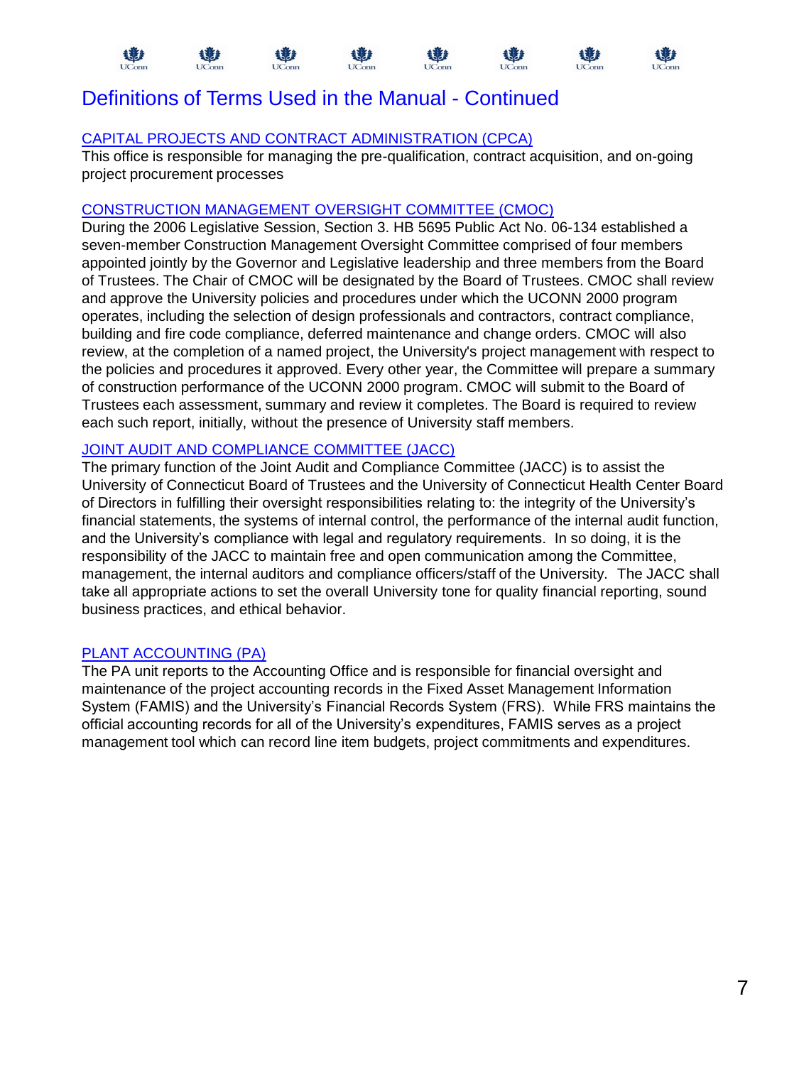# Definitions of Terms Used in the Manual - Continued

### CAPITAL PROJECTS AND CONTRACT ADMINISTRATION (CPCA)

This office is responsible for managing the pre-qualification, contract acquisition, and on-going project procurement processes

### CONSTRUCTION MANAGEMENT OVERSIGHT COMMITTEE (CMOC)

During the 2006 Legislative Session, Section 3. HB 5695 Public Act No. 06-134 established a seven-member Construction Management Oversight Committee comprised of four members appointed jointly by the Governor and Legislative leadership and three members from the Board of Trustees. The Chair of CMOC will be designated by the Board of Trustees. CMOC shall review and approve the University policies and procedures under which the UCONN 2000 program operates, including the selection of design professionals and contractors, contract compliance, building and fire code compliance, deferred maintenance and change orders. CMOC will also review, at the completion of a named project, the University's project management with respect to the policies and procedures it approved. Every other year, the Committee will prepare a summary of construction performance of the UCONN 2000 program. CMOC will submit to the Board of Trustees each assessment, summary and review it completes. The Board is required to review each such report, initially, without the presence of University staff members.

### JOINT AUDIT AND COMPLIANCE COMMITTEE (JACC)

The primary function of the Joint Audit and Compliance Committee (JACC) is to assist the University of Connecticut Board of Trustees and the University of Connecticut Health Center Board of Directors in fulfilling their oversight responsibilities relating to: the integrity of the University's financial statements, the systems of internal control, the performance of the internal audit function, and the University's compliance with legal and regulatory requirements. In so doing, it is the responsibility of the JACC to maintain free and open communication among the Committee, management, the internal auditors and compliance officers/staff of the University. The JACC shall take all appropriate actions to set the overall University tone for quality financial reporting, sound business practices, and ethical behavior.

### PLANT ACCOUNTING (PA)

The PA unit reports to the Accounting Office and is responsible for financial oversight and maintenance of the project accounting records in the Fixed Asset Management Information System (FAMIS) and the University's Financial Records System (FRS). While FRS maintains the official accounting records for all of the University's expenditures, FAMIS serves as a project management tool which can record line item budgets, project commitments and expenditures.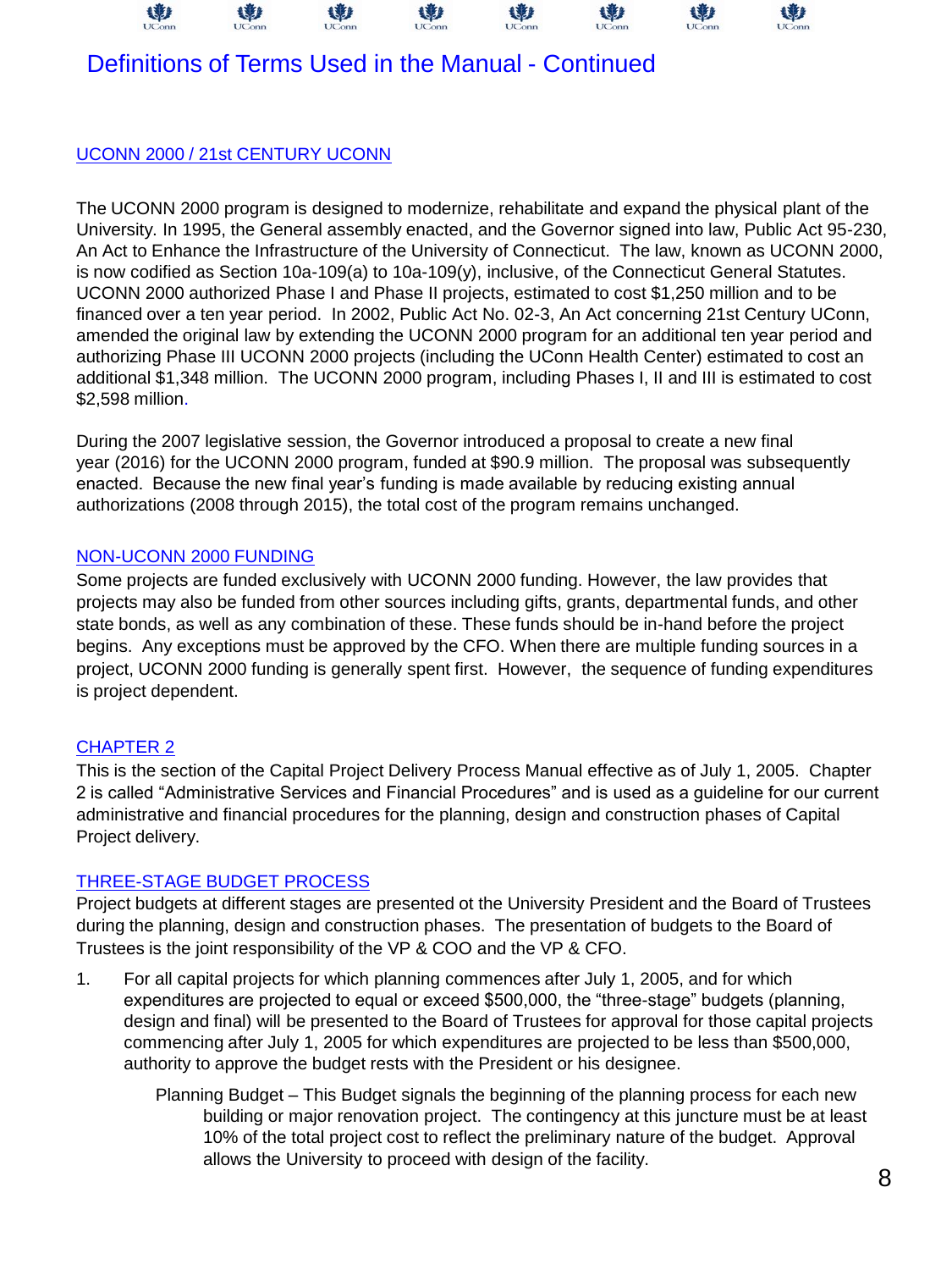## Definitions of Terms Used in the Manual - Continued

### UCONN 2000 / 21st CENTURY UCONN

The UCONN 2000 program is designed to modernize, rehabilitate and expand the physical plant of the University. In 1995, the General assembly enacted, and the Governor signed into law, Public Act 95-230, An Act to Enhance the Infrastructure of the University of Connecticut. The law, known as UCONN 2000, is now codified as Section 10a-109(a) to 10a-109(y), inclusive, of the Connecticut General Statutes. UCONN 2000 authorized Phase I and Phase II projects, estimated to cost $1,250 million and to be financed over a ten year period. In 2002, Public Act No. 02-3, An Act concerning 21st Century UConn, amended the original law by extending the UCONN 2000 program for an additional ten year period and authorizing Phase III UCONN 2000 projects (including the UConn Health Center) estimated to cost an additional $1,348 million. The UCONN 2000 program, including Phases I, II and III is estimated to cost $2,598 million.

During the 2007 legislative session, the Governor introduced a proposal to create a new final year (2016) for the UCONN 2000 program, funded at $90.9 million. The proposal was subsequently enacted. Because the new final year's funding is made available by reducing existing annual authorizations (2008 through 2015), the total cost of the program remains unchanged.

### NON-UCONN 2000 FUNDING

Some projects are funded exclusively with UCONN 2000 funding. However, the law provides that projects may also be funded from other sources including gifts, grants, departmental funds, and other state bonds, as well as any combination of these. These funds should be in-hand before the project begins. Any exceptions must be approved by the CFO. When there are multiple funding sources in a project, UCONN 2000 funding is generally spent first. However, the sequence of funding expenditures is project dependent.

### CHAPTER 2

This is the section of the Capital Project Delivery Process Manual effective as of July 1, 2005. Chapter 2 is called "Administrative Services and Financial Procedures" and is used as a guideline for our current administrative and financial procedures for the planning, design and construction phases of Capital Project delivery.

### THREE-STAGE BUDGET PROCESS

Project budgets at different stages are presented ot the University President and the Board of Trustees during the planning, design and construction phases. The presentation of budgets to the Board of Trustees is the joint responsibility of the VP & COO and the VP & CFO.

1. For all capital projects for which planning commences after July 1, 2005, and for which expenditures are projected to equal or exceed $500,000, the "three-stage" budgets (planning, design and final) will be presented to the Board of Trustees for approval for those capital projects commencing after July 1, 2005 for which expenditures are projected to be less than $500,000, authority to approve the budget rests with the President or his designee.

   Planning Budget – This Budget signals the beginning of the planning process for each new building or major renovation project. The contingency at this juncture must be at least 10% of the total project cost to reflect the preliminary nature of the budget. Approval allows the University to proceed with design of the facility.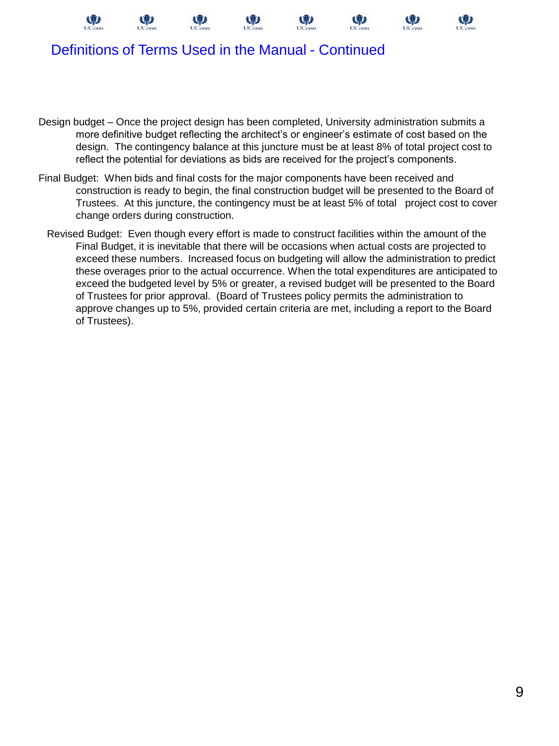## Definitions of Terms Used in the Manual - Continued

Design budget – Once the project design has been completed, University administration submits a more definitive budget reflecting the architect's or engineer's estimate of cost based on the design. The contingency balance at this juncture must be at least 8% of total project cost to reflect the potential for deviations as bids are received for the project's components.

Final Budget: When bids and final costs for the major components have been received and construction is ready to begin, the final construction budget will be presented to the Board of Trustees. At this juncture, the contingency must be at least 5% of total project cost to cover change orders during construction.

Revised Budget: Even though every effort is made to construct facilities within the amount of the Final Budget, it is inevitable that there will be occasions when actual costs are projected to exceed these numbers. Increased focus on budgeting will allow the administration to predict these overages prior to the actual occurrence. When the total expenditures are anticipated to exceed the budgeted level by 5% or greater, a revised budget will be presented to the Board of Trustees for prior approval. (Board of Trustees policy permits the administration to approve changes up to 5%, provided certain criteria are met, including a report to the Board of Trustees).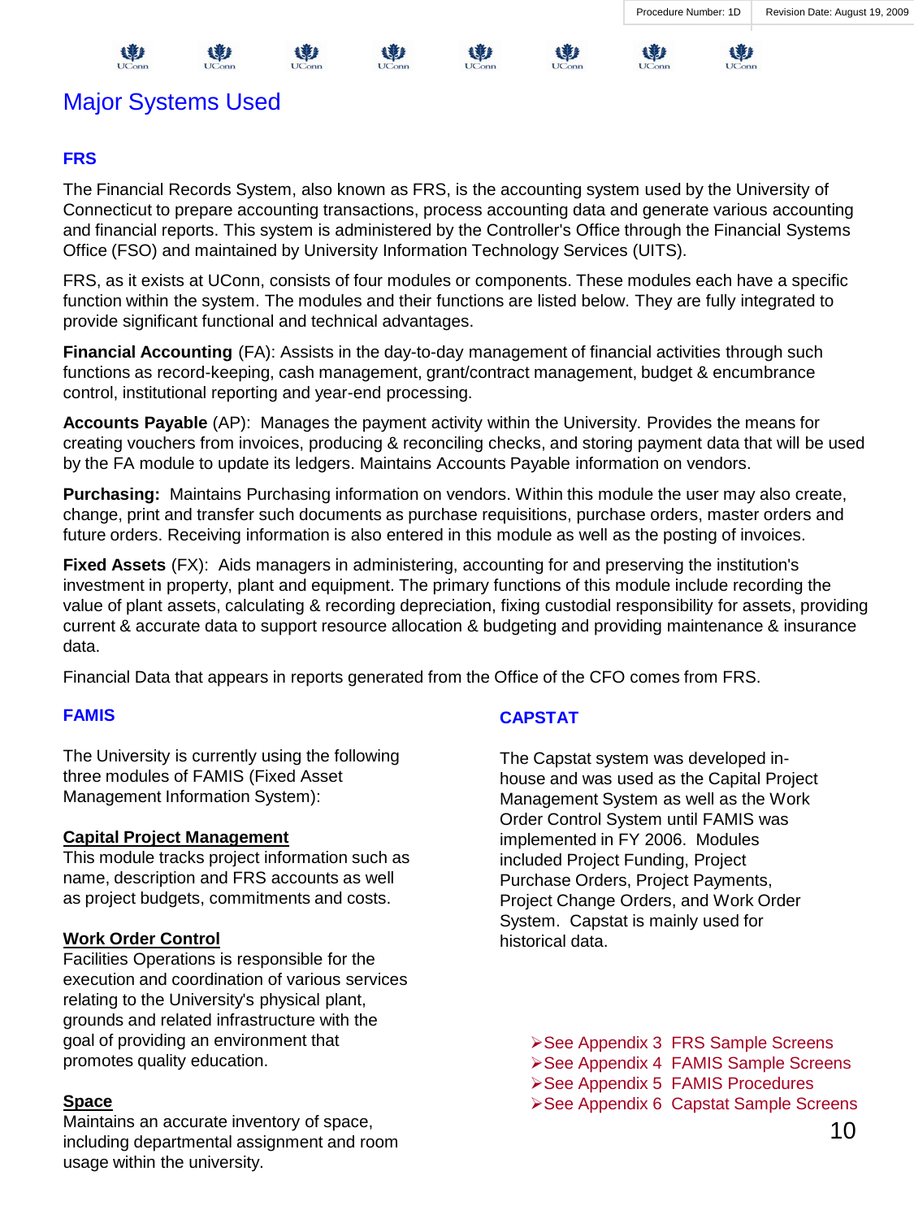# Major Systems Used

## FRS

The Financial Records System, also known as FRS, is the accounting system used by the University of Connecticut to prepare accounting transactions, process accounting data and generate various accounting and financial reports. This system is administered by the Controller's Office through the Financial Systems Office (FSO) and maintained by University Information Technology Services (UITS).

FRS, as it exists at UConn, consists of four modules or components. These modules each have a specific function within the system. The modules and their functions are listed below. They are fully integrated to provide significant functional and technical advantages.

**Financial Accounting** (FA): Assists in the day-to-day management of financial activities through such functions as record-keeping, cash management, grant/contract management, budget & encumbrance control, institutional reporting and year-end processing.

**Accounts Payable** (AP): Manages the payment activity within the University. Provides the means for creating vouchers from invoices, producing & reconciling checks, and storing payment data that will be used by the FA module to update its ledgers. Maintains Accounts Payable information on vendors.

**Purchasing:** Maintains Purchasing information on vendors. Within this module the user may also create, change, print and transfer such documents as purchase requisitions, purchase orders, master orders and future orders. Receiving information is also entered in this module as well as the posting of invoices.

**Fixed Assets** (FX): Aids managers in administering, accounting for and preserving the institution's investment in property, plant and equipment. The primary functions of this module include recording the value of plant assets, calculating & recording depreciation, fixing custodial responsibility for assets, providing current & accurate data to support resource allocation & budgeting and providing maintenance & insurance data.

Financial Data that appears in reports generated from the Office of the CFO comes from FRS.

## FAMIS

The University is currently using the following three modules of FAMIS (Fixed Asset Management Information System):

**Capital Project Management**
This module tracks project information such as name, description and FRS accounts as well as project budgets, commitments and costs.

**Work Order Control**
Facilities Operations is responsible for the execution and coordination of various services relating to the University's physical plant, grounds and related infrastructure with the goal of providing an environment that promotes quality education.

**Space**
Maintains an accurate inventory of space, including departmental assignment and room usage within the university.

## CAPSTAT

The Capstat system was developed in-house and was used as the Capital Project Management System as well as the Work Order Control System until FAMIS was implemented in FY 2006. Modules included Project Funding, Project Purchase Orders, Project Payments, Project Change Orders, and Work Order System. Capstat is mainly used for historical data.

- See Appendix 3 FRS Sample Screens
- See Appendix 4 FAMIS Sample Screens
- See Appendix 5 FAMIS Procedures
- See Appendix 6 Capstat Sample Screens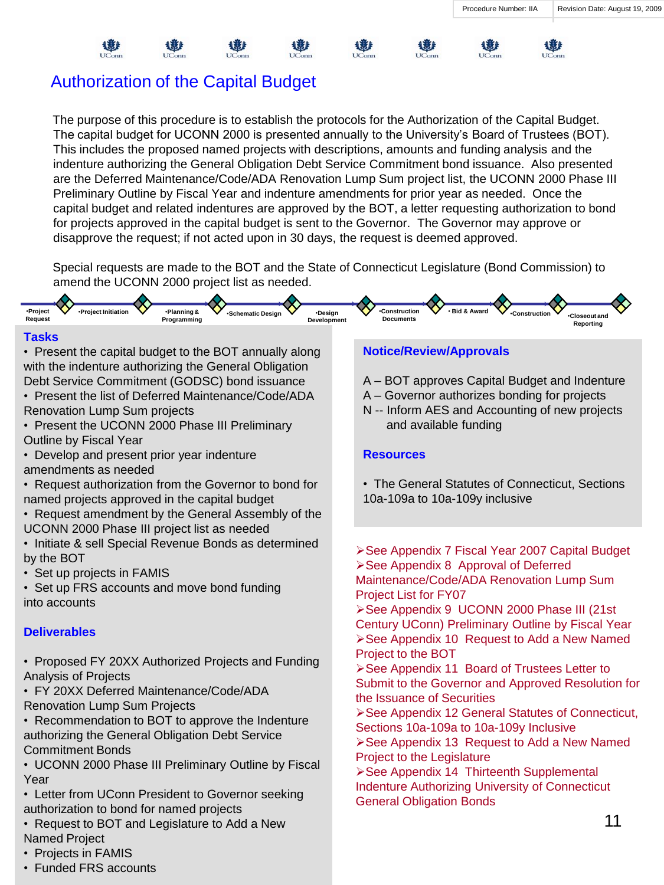# Authorization of the Capital Budget

The purpose of this procedure is to establish the protocols for the Authorization of the Capital Budget. The capital budget for UCONN 2000 is presented annually to the University's Board of Trustees (BOT). This includes the proposed named projects with descriptions, amounts and funding analysis and the indenture authorizing the General Obligation Debt Service Commitment bond issuance. Also presented are the Deferred Maintenance/Code/ADA Renovation Lump Sum project list, the UCONN 2000 Phase III Preliminary Outline by Fiscal Year and indenture amendments for prior year as needed. Once the capital budget and related indentures are approved by the BOT, a letter requesting authorization to bond for projects approved in the capital budget is sent to the Governor. The Governor may approve or disapprove the request; if not acted upon in 30 days, the request is deemed approved.

Special requests are made to the BOT and the State of Connecticut Legislature (Bond Commission) to amend the UCONN 2000 project list as needed.

•Project Request → •Project Initiation → •Planning & Programming → •Schematic Design → •Design Development → •Construction Documents → • Bid & Award → •Construction → •Closeout and Reporting

## Tasks

- Present the capital budget to the BOT annually along with the indenture authorizing the General Obligation Debt Service Commitment (GODSC) bond issuance
- Present the list of Deferred Maintenance/Code/ADA Renovation Lump Sum projects
- Present the UCONN 2000 Phase III Preliminary Outline by Fiscal Year
- Develop and present prior year indenture amendments as needed
- Request authorization from the Governor to bond for named projects approved in the capital budget
- Request amendment by the General Assembly of the UCONN 2000 Phase III project list as needed
- Initiate & sell Special Revenue Bonds as determined by the BOT
- Set up projects in FAMIS
- Set up FRS accounts and move bond funding into accounts

## Deliverables

- Proposed FY 20XX Authorized Projects and Funding Analysis of Projects
- FY 20XX Deferred Maintenance/Code/ADA Renovation Lump Sum Projects
- Recommendation to BOT to approve the Indenture authorizing the General Obligation Debt Service Commitment Bonds
- UCONN 2000 Phase III Preliminary Outline by Fiscal Year
- Letter from UConn President to Governor seeking authorization to bond for named projects
- Request to BOT and Legislature to Add a New Named Project
- Projects in FAMIS
- Funded FRS accounts

## Notice/Review/Approvals

A – BOT approves Capital Budget and Indenture
A – Governor authorizes bonding for projects
N -- Inform AES and Accounting of new projects and available funding

## Resources

- The General Statutes of Connecticut, Sections 10a-109a to 10a-109y inclusive

➢See Appendix 7 Fiscal Year 2007 Capital Budget
➢See Appendix 8 Approval of Deferred Maintenance/Code/ADA Renovation Lump Sum Project List for FY07
➢See Appendix 9 UCONN 2000 Phase III (21st Century UConn) Preliminary Outline by Fiscal Year
➢See Appendix 10 Request to Add a New Named Project to the BOT
➢See Appendix 11 Board of Trustees Letter to Submit to the Governor and Approved Resolution for the Issuance of Securities
➢See Appendix 12 General Statutes of Connecticut, Sections 10a-109a to 10a-109y Inclusive
➢See Appendix 13 Request to Add a New Named Project to the Legislature
➢See Appendix 14 Thirteenth Supplemental Indenture Authorizing University of Connecticut General Obligation Bonds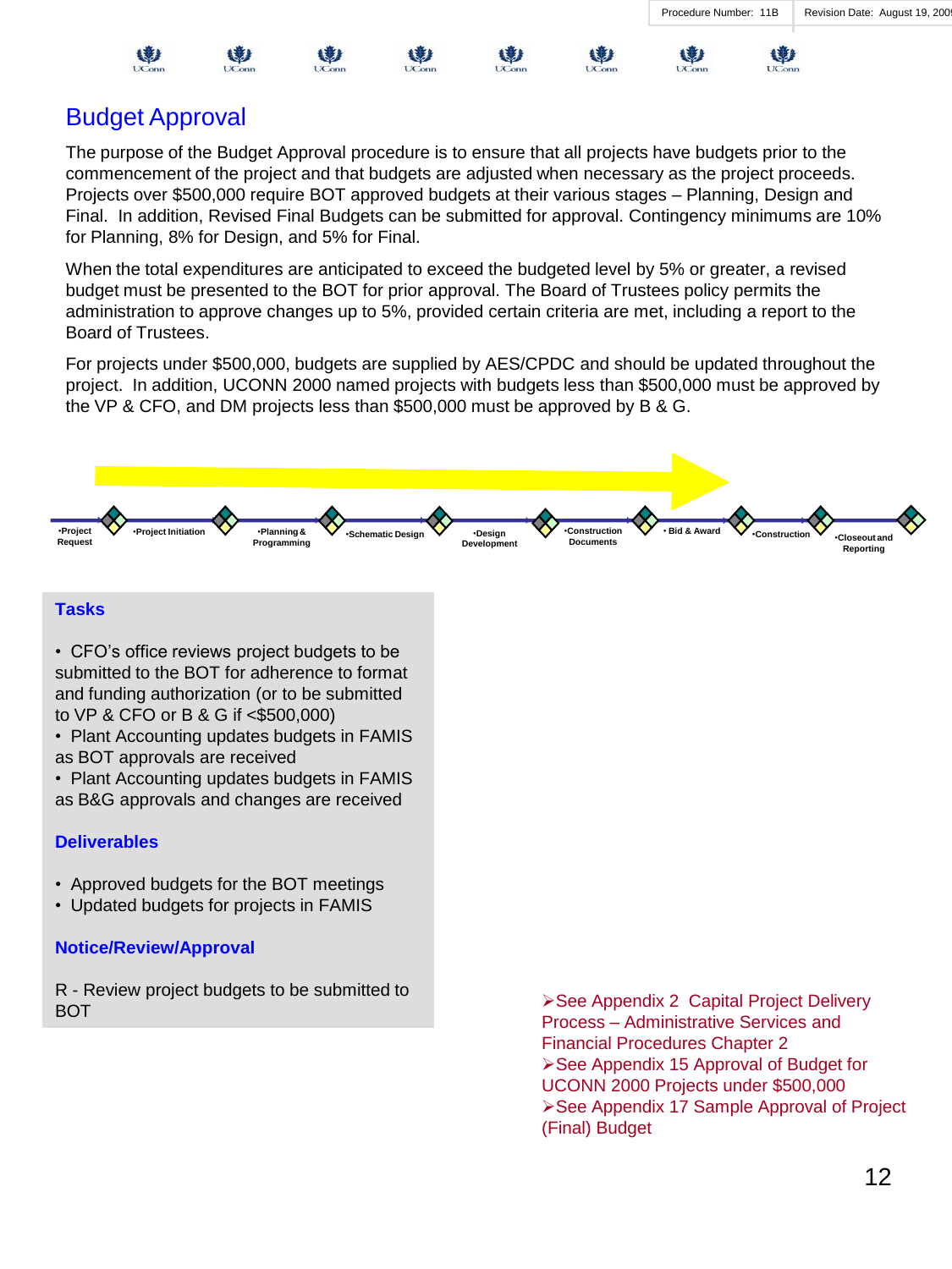# Budget Approval

The purpose of the Budget Approval procedure is to ensure that all projects have budgets prior to the commencement of the project and that budgets are adjusted when necessary as the project proceeds. Projects over $500,000 require BOT approved budgets at their various stages – Planning, Design and Final. In addition, Revised Final Budgets can be submitted for approval. Contingency minimums are 10% for Planning, 8% for Design, and 5% for Final.

When the total expenditures are anticipated to exceed the budgeted level by 5% or greater, a revised budget must be presented to the BOT for prior approval. The Board of Trustees policy permits the administration to approve changes up to 5%, provided certain criteria are met, including a report to the Board of Trustees.

For projects under $500,000, budgets are supplied by AES/CPDC and should be updated throughout the project. In addition, UCONN 2000 named projects with budgets less than $500,000 must be approved by the VP & CFO, and DM projects less than $500,000 must be approved by B & G.

•Project Request → •Project Initiation → •Planning & Programming → •Schematic Design → •Design Development → •Construction Documents → • Bid & Award → •Construction → •Closeout and Reporting

### Tasks

- CFO's office reviews project budgets to be submitted to the BOT for adherence to format and funding authorization (or to be submitted to VP & CFO or B & G if <$500,000)
- Plant Accounting updates budgets in FAMIS as BOT approvals are received
- Plant Accounting updates budgets in FAMIS as B&G approvals and changes are received

### Deliverables

- Approved budgets for the BOT meetings
- Updated budgets for projects in FAMIS

### Notice/Review/Approval

R - Review project budgets to be submitted to BOT

- See Appendix 2 Capital Project Delivery Process – Administrative Services and Financial Procedures Chapter 2
- See Appendix 15 Approval of Budget for UCONN 2000 Projects under $500,000
- See Appendix 17 Sample Approval of Project (Final) Budget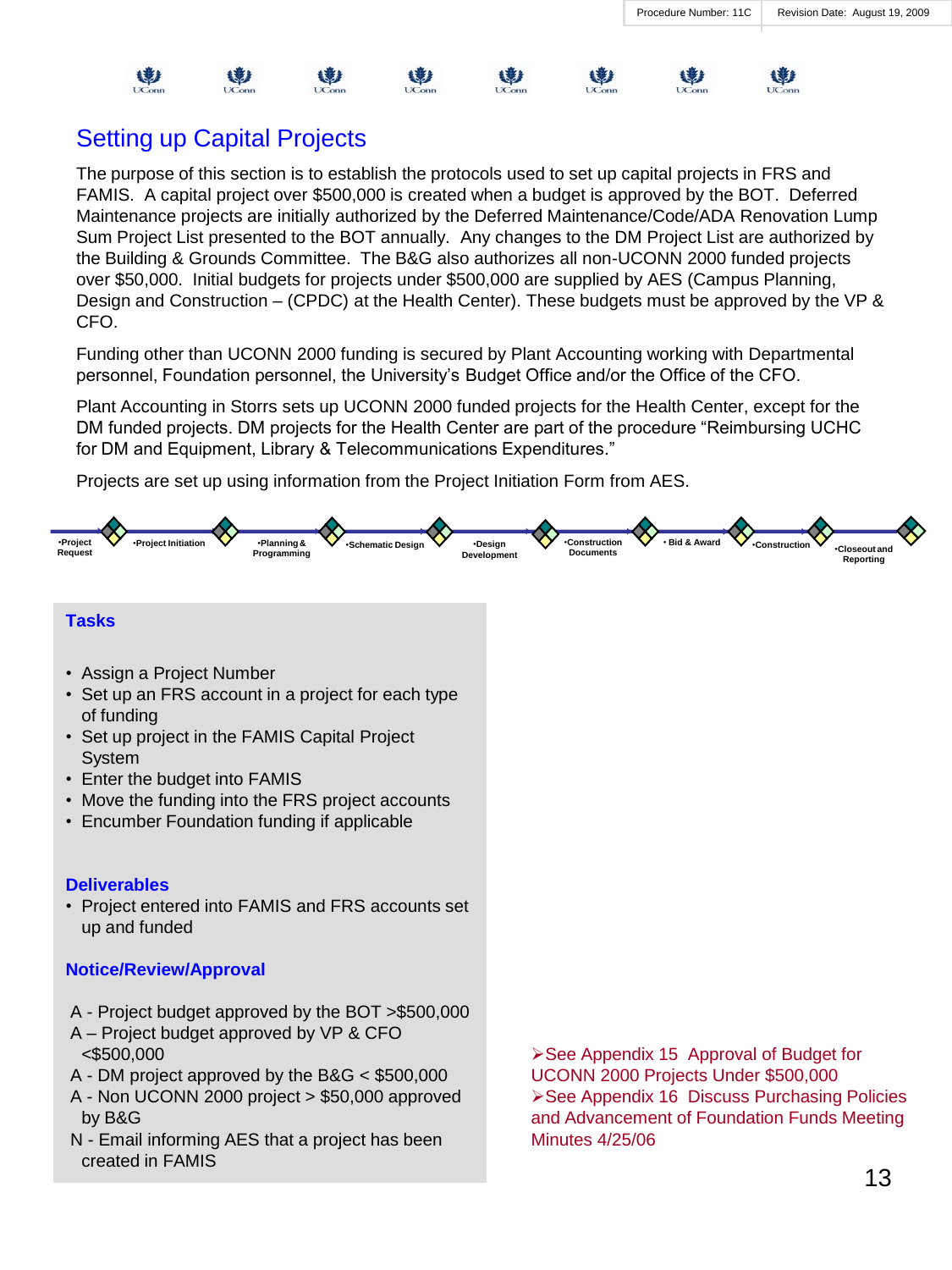# Setting up Capital Projects

The purpose of this section is to establish the protocols used to set up capital projects in FRS and FAMIS. A capital project over $500,000 is created when a budget is approved by the BOT. Deferred Maintenance projects are initially authorized by the Deferred Maintenance/Code/ADA Renovation Lump Sum Project List presented to the BOT annually. Any changes to the DM Project List are authorized by the Building & Grounds Committee. The B&G also authorizes all non-UCONN 2000 funded projects over $50,000. Initial budgets for projects under $500,000 are supplied by AES (Campus Planning, Design and Construction – (CPDC) at the Health Center). These budgets must be approved by the VP & CFO.

Funding other than UCONN 2000 funding is secured by Plant Accounting working with Departmental personnel, Foundation personnel, the University's Budget Office and/or the Office of the CFO.

Plant Accounting in Storrs sets up UCONN 2000 funded projects for the Health Center, except for the DM funded projects. DM projects for the Health Center are part of the procedure "Reimbursing UCHC for DM and Equipment, Library & Telecommunications Expenditures."

Projects are set up using information from the Project Initiation Form from AES.

Project Request → Project Initiation → Planning & Programming → Schematic Design → Design Development → Construction Documents → Bid & Award → Construction → Closeout and Reporting

## Tasks

- Assign a Project Number
- Set up an FRS account in a project for each type of funding
- Set up project in the FAMIS Capital Project System
- Enter the budget into FAMIS
- Move the funding into the FRS project accounts
- Encumber Foundation funding if applicable

## Deliverables

- Project entered into FAMIS and FRS accounts set up and funded

## Notice/Review/Approval

A - Project budget approved by the BOT >$500,000
A – Project budget approved by VP & CFO <$500,000
A - DM project approved by the B&G < $500,000
A - Non UCONN 2000 project > $50,000 approved by B&G
N - Email informing AES that a project has been created in FAMIS

➢See Appendix 15 Approval of Budget for UCONN 2000 Projects Under $500,000
➢See Appendix 16 Discuss Purchasing Policies and Advancement of Foundation Funds Meeting Minutes 4/25/06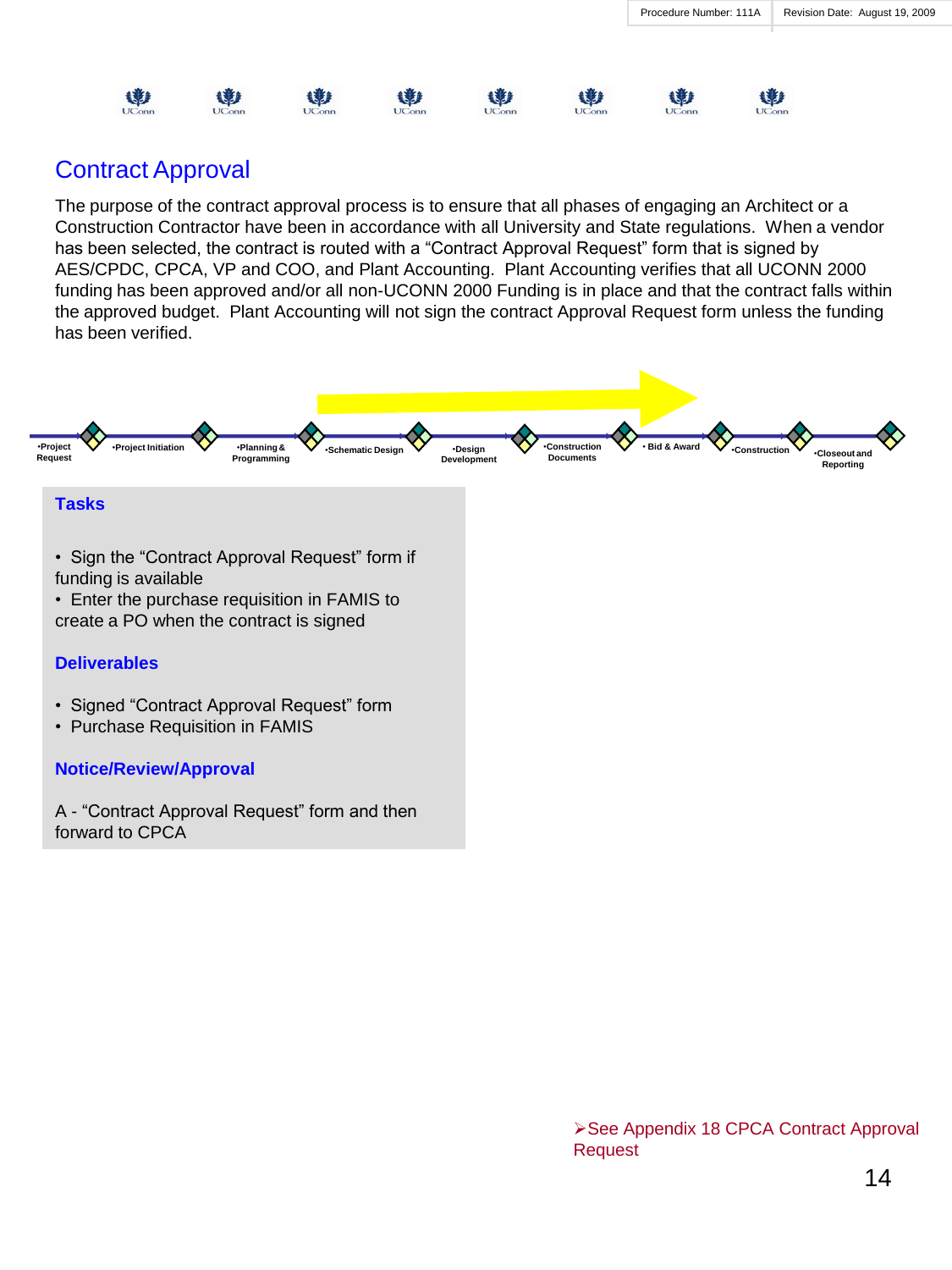## Contract Approval

The purpose of the contract approval process is to ensure that all phases of engaging an Architect or a Construction Contractor have been in accordance with all University and State regulations. When a vendor has been selected, the contract is routed with a "Contract Approval Request" form that is signed by AES/CPDC, CPCA, VP and COO, and Plant Accounting. Plant Accounting verifies that all UCONN 2000 funding has been approved and/or all non-UCONN 2000 Funding is in place and that the contract falls within the approved budget. Plant Accounting will not sign the contract Approval Request form unless the funding has been verified.

•Project Request • Project Initiation • Planning & Programming • Schematic Design • Design Development • Construction Documents • Bid & Award • Construction • Closeout and Reporting

### Tasks

- Sign the "Contract Approval Request" form if funding is available
- Enter the purchase requisition in FAMIS to create a PO when the contract is signed

### Deliverables

- Signed "Contract Approval Request" form
- Purchase Requisition in FAMIS

### Notice/Review/Approval

A - "Contract Approval Request" form and then forward to CPCA

➢See Appendix 18 CPCA Contract Approval Request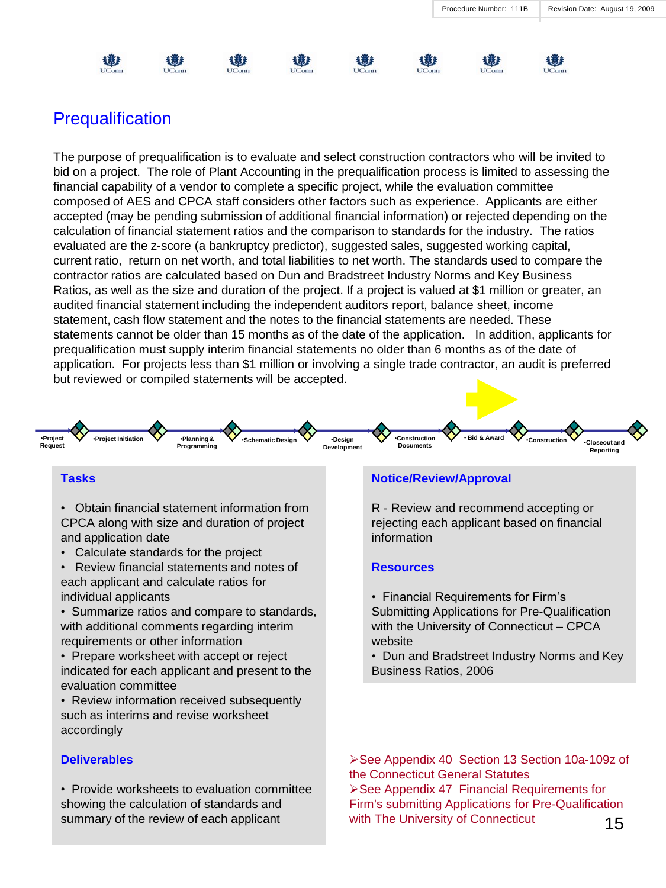Procedure Number: 111B | Revision Date: August 19, 2009

# Prequalification

The purpose of prequalification is to evaluate and select construction contractors who will be invited to bid on a project. The role of Plant Accounting in the prequalification process is limited to assessing the financial capability of a vendor to complete a specific project, while the evaluation committee composed of AES and CPCA staff considers other factors such as experience. Applicants are either accepted (may be pending submission of additional financial information) or rejected depending on the calculation of financial statement ratios and the comparison to standards for the industry. The ratios evaluated are the z-score (a bankruptcy predictor), suggested sales, suggested working capital, current ratio, return on net worth, and total liabilities to net worth. The standards used to compare the contractor ratios are calculated based on Dun and Bradstreet Industry Norms and Key Business Ratios, as well as the size and duration of the project. If a project is valued at $1 million or greater, an audited financial statement including the independent auditors report, balance sheet, income statement, cash flow statement and the notes to the financial statements are needed. These statements cannot be older than 15 months as of the date of the application. In addition, applicants for prequalification must supply interim financial statements no older than 6 months as of the date of application. For projects less than $1 million or involving a single trade contractor, an audit is preferred but reviewed or compiled statements will be accepted.

•Project Request → •Project Initiation → •Planning & Programming → •Schematic Design → •Design Development → •Construction Documents → • Bid & Award → •Construction → •Closeout and Reporting

## Tasks

- Obtain financial statement information from CPCA along with size and duration of project and application date
- Calculate standards for the project
- Review financial statements and notes of each applicant and calculate ratios for individual applicants
- Summarize ratios and compare to standards, with additional comments regarding interim requirements or other information
- Prepare worksheet with accept or reject indicated for each applicant and present to the evaluation committee
- Review information received subsequently such as interims and revise worksheet accordingly

## Deliverables

- Provide worksheets to evaluation committee showing the calculation of standards and summary of the review of each applicant

## Notice/Review/Approval

R - Review and recommend accepting or rejecting each applicant based on financial information

## Resources

- Financial Requirements for Firm's Submitting Applications for Pre-Qualification with the University of Connecticut – CPCA website
- Dun and Bradstreet Industry Norms and Key Business Ratios, 2006

➢See Appendix 40 Section 13 Section 10a-109z of the Connecticut General Statutes
➢See Appendix 47 Financial Requirements for Firm's submitting Applications for Pre-Qualification with The University of Connecticut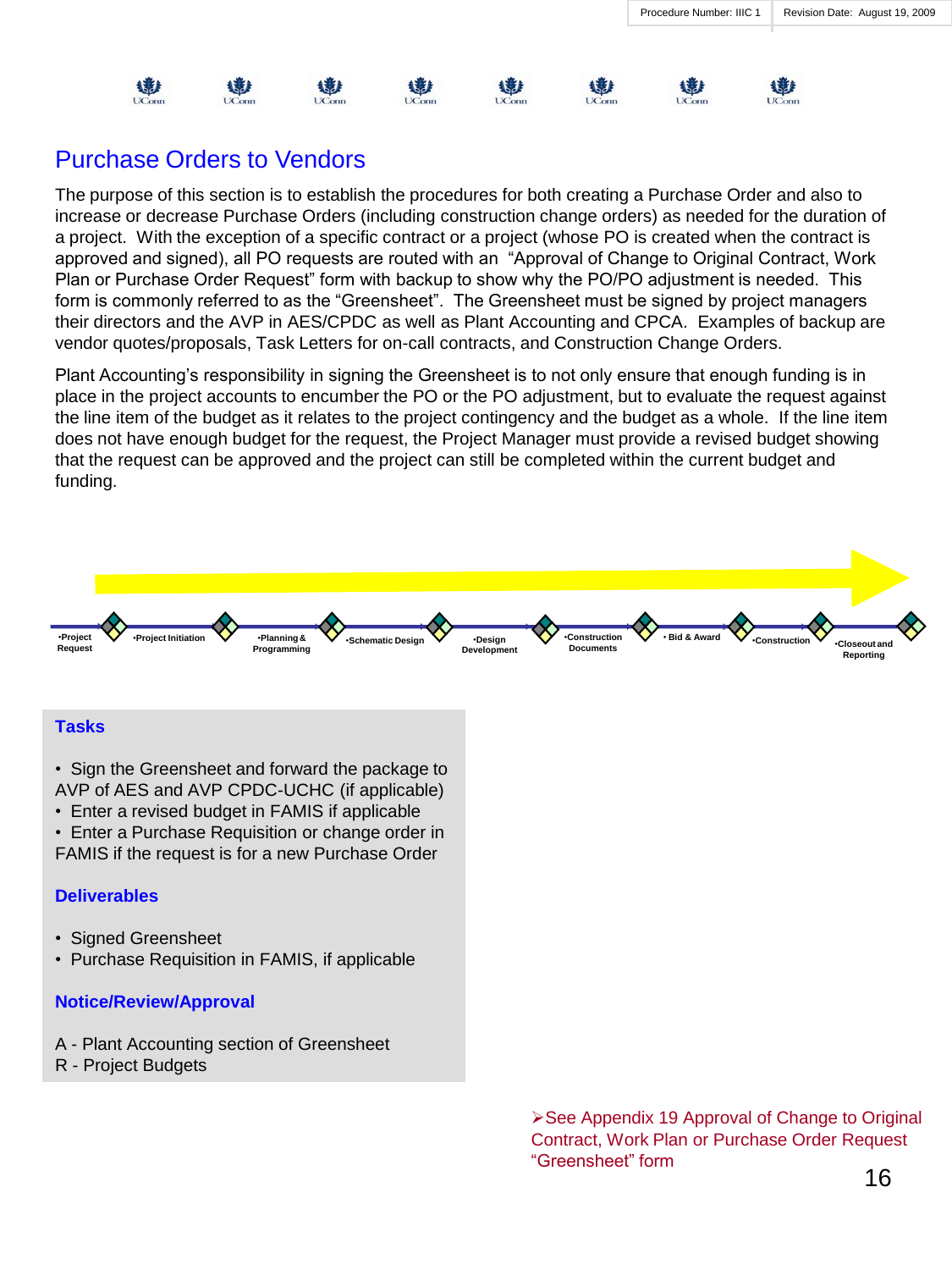# Purchase Orders to Vendors

The purpose of this section is to establish the procedures for both creating a Purchase Order and also to increase or decrease Purchase Orders (including construction change orders) as needed for the duration of a project. With the exception of a specific contract or a project (whose PO is created when the contract is approved and signed), all PO requests are routed with an "Approval of Change to Original Contract, Work Plan or Purchase Order Request" form with backup to show why the PO/PO adjustment is needed. This form is commonly referred to as the "Greensheet". The Greensheet must be signed by project managers their directors and the AVP in AES/CPDC as well as Plant Accounting and CPCA. Examples of backup are vendor quotes/proposals, Task Letters for on-call contracts, and Construction Change Orders.

Plant Accounting's responsibility in signing the Greensheet is to not only ensure that enough funding is in place in the project accounts to encumber the PO or the PO adjustment, but to evaluate the request against the line item of the budget as it relates to the project contingency and the budget as a whole. If the line item does not have enough budget for the request, the Project Manager must provide a revised budget showing that the request can be approved and the project can still be completed within the current budget and funding.

•Project Request • •Project Initiation • •Planning & Programming • •Schematic Design • •Design Development • •Construction Documents • •Bid & Award • •Construction • •Closeout and Reporting

### Tasks

- Sign the Greensheet and forward the package to AVP of AES and AVP CPDC-UCHC (if applicable)
- Enter a revised budget in FAMIS if applicable
- Enter a Purchase Requisition or change order in FAMIS if the request is for a new Purchase Order

### Deliverables

- Signed Greensheet
- Purchase Requisition in FAMIS, if applicable

### Notice/Review/Approval

A - Plant Accounting section of Greensheet
R - Project Budgets

➢See Appendix 19 Approval of Change to Original Contract, Work Plan or Purchase Order Request "Greensheet" form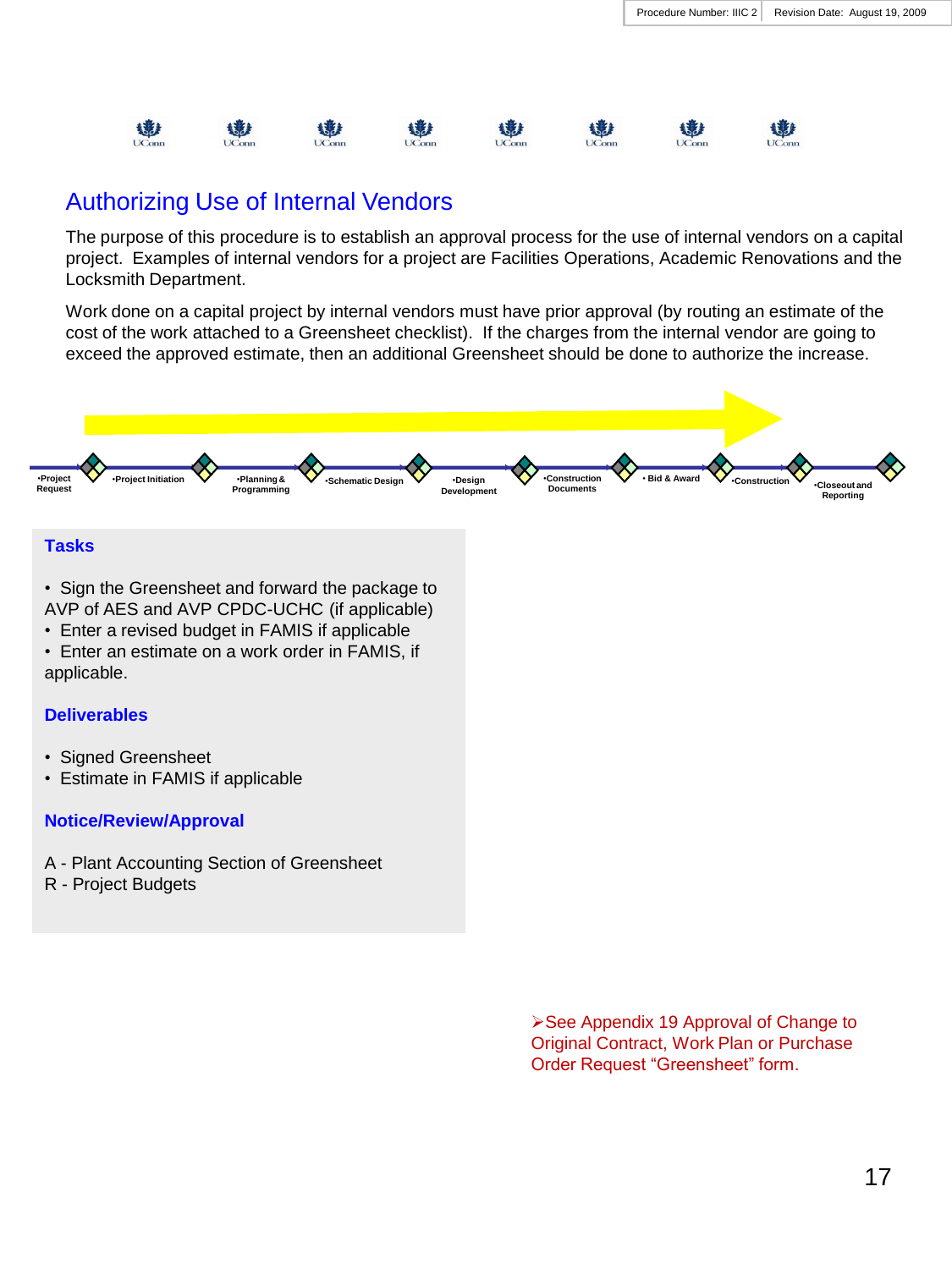# Authorizing Use of Internal Vendors

The purpose of this procedure is to establish an approval process for the use of internal vendors on a capital project. Examples of internal vendors for a project are Facilities Operations, Academic Renovations and the Locksmith Department.

Work done on a capital project by internal vendors must have prior approval (by routing an estimate of the cost of the work attached to a Greensheet checklist). If the charges from the internal vendor are going to exceed the approved estimate, then an additional Greensheet should be done to authorize the increase.

•Project Request • •Project Initiation • •Planning & Programming • •Schematic Design • •Design Development • •Construction Documents • • Bid & Award • •Construction • •Closeout and Reporting

## Tasks

- Sign the Greensheet and forward the package to AVP of AES and AVP CPDC-UCHC (if applicable)
- Enter a revised budget in FAMIS if applicable
- Enter an estimate on a work order in FAMIS, if applicable.

## Deliverables

- Signed Greensheet
- Estimate in FAMIS if applicable

## Notice/Review/Approval

A - Plant Accounting Section of Greensheet
R - Project Budgets

➢See Appendix 19 Approval of Change to Original Contract, Work Plan or Purchase Order Request "Greensheet" form.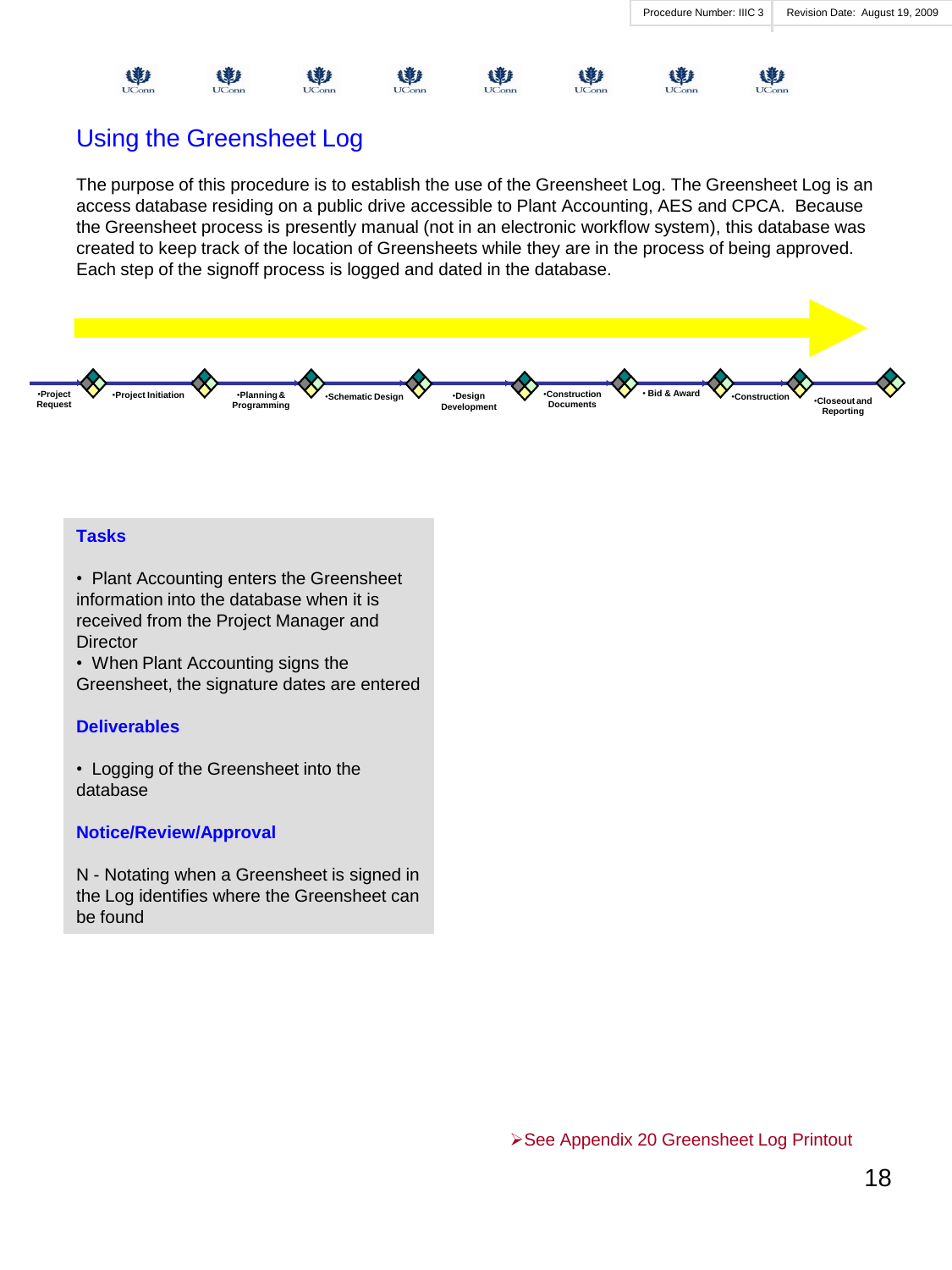Procedure Number: IIIC 3 | Revision Date: August 19, 2009

# Using the Greensheet Log

The purpose of this procedure is to establish the use of the Greensheet Log. The Greensheet Log is an access database residing on a public drive accessible to Plant Accounting, AES and CPCA. Because the Greensheet process is presently manual (not in an electronic workflow system), this database was created to keep track of the location of Greensheets while they are in the process of being approved. Each step of the signoff process is logged and dated in the database.

•Project Request •Project Initiation •Planning & Programming •Schematic Design •Design Development •Construction Documents • Bid & Award •Construction •Closeout and Reporting

## Tasks

- Plant Accounting enters the Greensheet information into the database when it is received from the Project Manager and Director
- When Plant Accounting signs the Greensheet, the signature dates are entered

## Deliverables

- Logging of the Greensheet into the database

## Notice/Review/Approval

N - Notating when a Greensheet is signed in the Log identifies where the Greensheet can be found

➢See Appendix 20 Greensheet Log Printout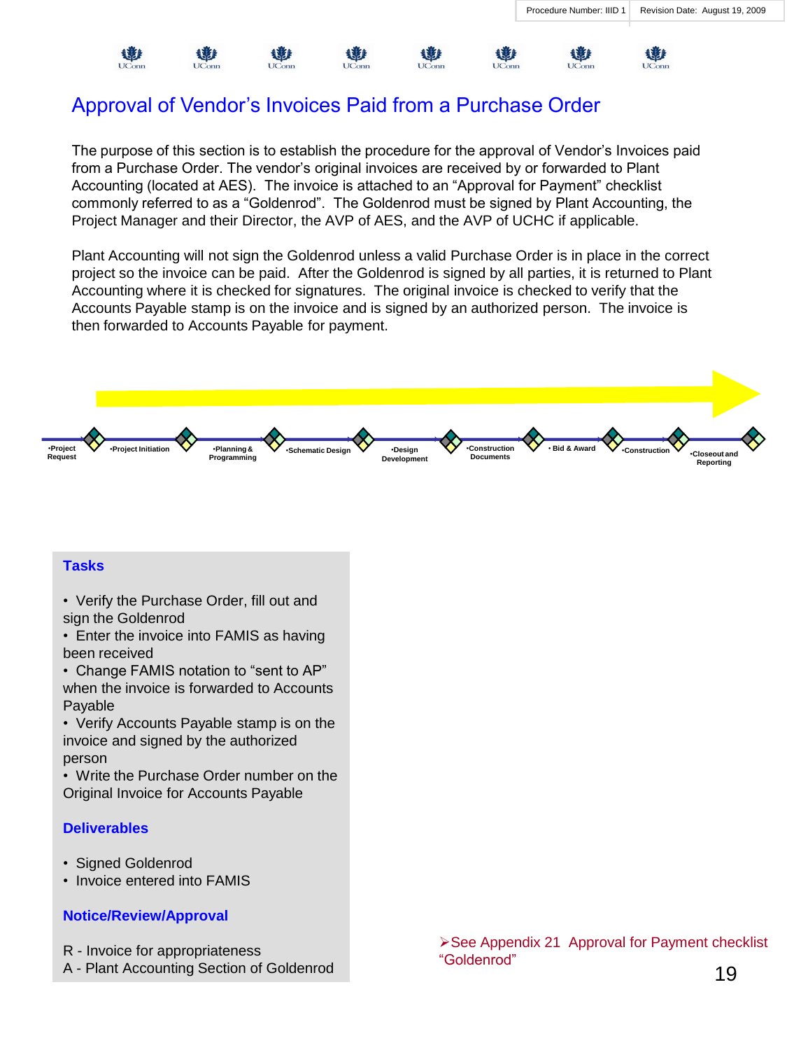# Approval of Vendor's Invoices Paid from a Purchase Order

The purpose of this section is to establish the procedure for the approval of Vendor's Invoices paid from a Purchase Order. The vendor's original invoices are received by or forwarded to Plant Accounting (located at AES). The invoice is attached to an "Approval for Payment" checklist commonly referred to as a "Goldenrod". The Goldenrod must be signed by Plant Accounting, the Project Manager and their Director, the AVP of AES, and the AVP of UCHC if applicable.

Plant Accounting will not sign the Goldenrod unless a valid Purchase Order is in place in the correct project so the invoice can be paid. After the Goldenrod is signed by all parties, it is returned to Plant Accounting where it is checked for signatures. The original invoice is checked to verify that the Accounts Payable stamp is on the invoice and is signed by an authorized person. The invoice is then forwarded to Accounts Payable for payment.

•Project Request •Project Initiation •Planning & Programming •Schematic Design •Design Development •Construction Documents • Bid & Award •Construction •Closeout and Reporting

### Tasks

- Verify the Purchase Order, fill out and sign the Goldenrod
- Enter the invoice into FAMIS as having been received
- Change FAMIS notation to "sent to AP" when the invoice is forwarded to Accounts Payable
- Verify Accounts Payable stamp is on the invoice and signed by the authorized person
- Write the Purchase Order number on the Original Invoice for Accounts Payable

### Deliverables

- Signed Goldenrod
- Invoice entered into FAMIS

### Notice/Review/Approval

R - Invoice for appropriateness
A - Plant Accounting Section of Goldenrod

➢See Appendix 21 Approval for Payment checklist "Goldenrod"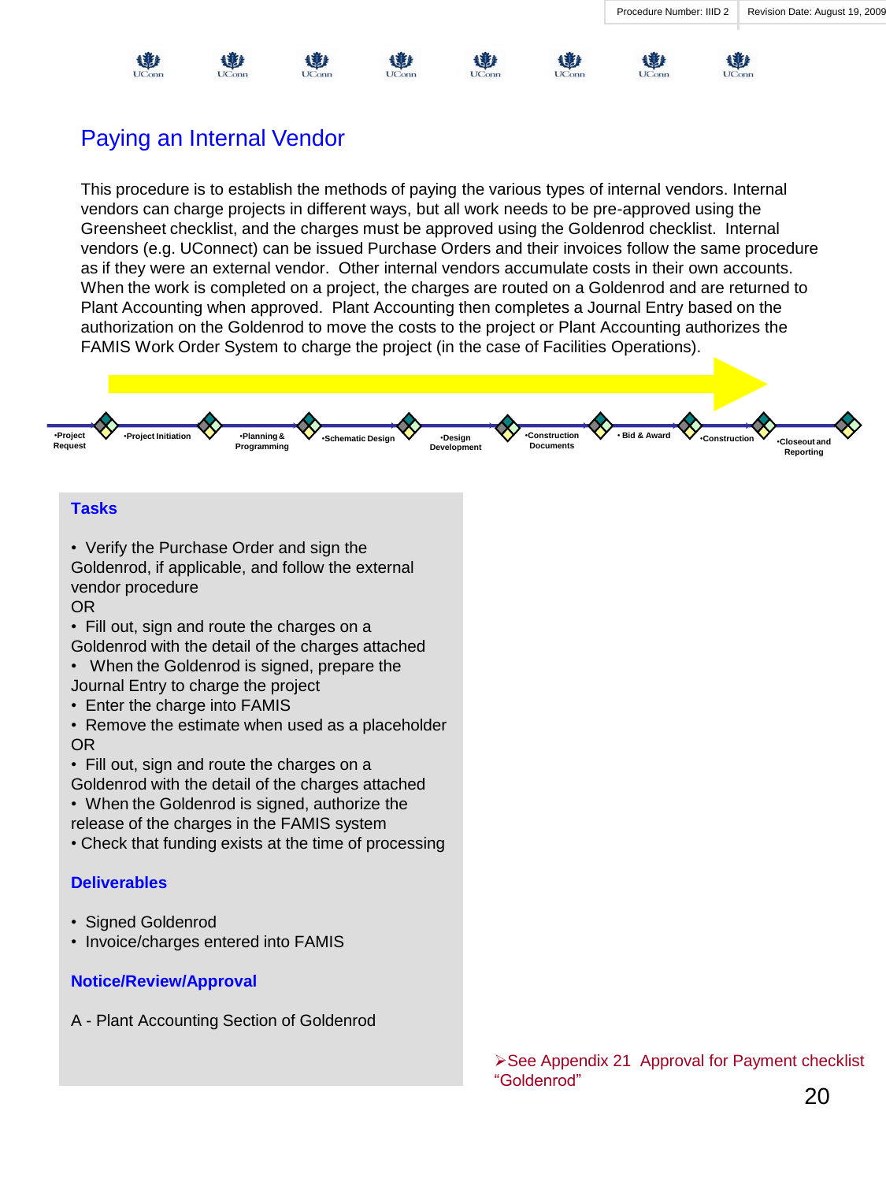# Paying an Internal Vendor

This procedure is to establish the methods of paying the various types of internal vendors. Internal vendors can charge projects in different ways, but all work needs to be pre-approved using the Greensheet checklist, and the charges must be approved using the Goldenrod checklist. Internal vendors (e.g. UConnect) can be issued Purchase Orders and their invoices follow the same procedure as if they were an external vendor. Other internal vendors accumulate costs in their own accounts. When the work is completed on a project, the charges are routed on a Goldenrod and are returned to Plant Accounting when approved. Plant Accounting then completes a Journal Entry based on the authorization on the Goldenrod to move the costs to the project or Plant Accounting authorizes the FAMIS Work Order System to charge the project (in the case of Facilities Operations).

•Project Request | •Project Initiation | •Planning & Programming | •Schematic Design | •Design Development | •Construction Documents | • Bid & Award | •Construction | •Closeout and Reporting

## Tasks

- Verify the Purchase Order and sign the Goldenrod, if applicable, and follow the external vendor procedure

OR

- Fill out, sign and route the charges on a Goldenrod with the detail of the charges attached
- When the Goldenrod is signed, prepare the Journal Entry to charge the project
- Enter the charge into FAMIS
- Remove the estimate when used as a placeholder

OR

- Fill out, sign and route the charges on a Goldenrod with the detail of the charges attached
- When the Goldenrod is signed, authorize the release of the charges in the FAMIS system
- Check that funding exists at the time of processing

## Deliverables

- Signed Goldenrod
- Invoice/charges entered into FAMIS

## Notice/Review/Approval

A - Plant Accounting Section of Goldenrod

➢See Appendix 21 Approval for Payment checklist "Goldenrod"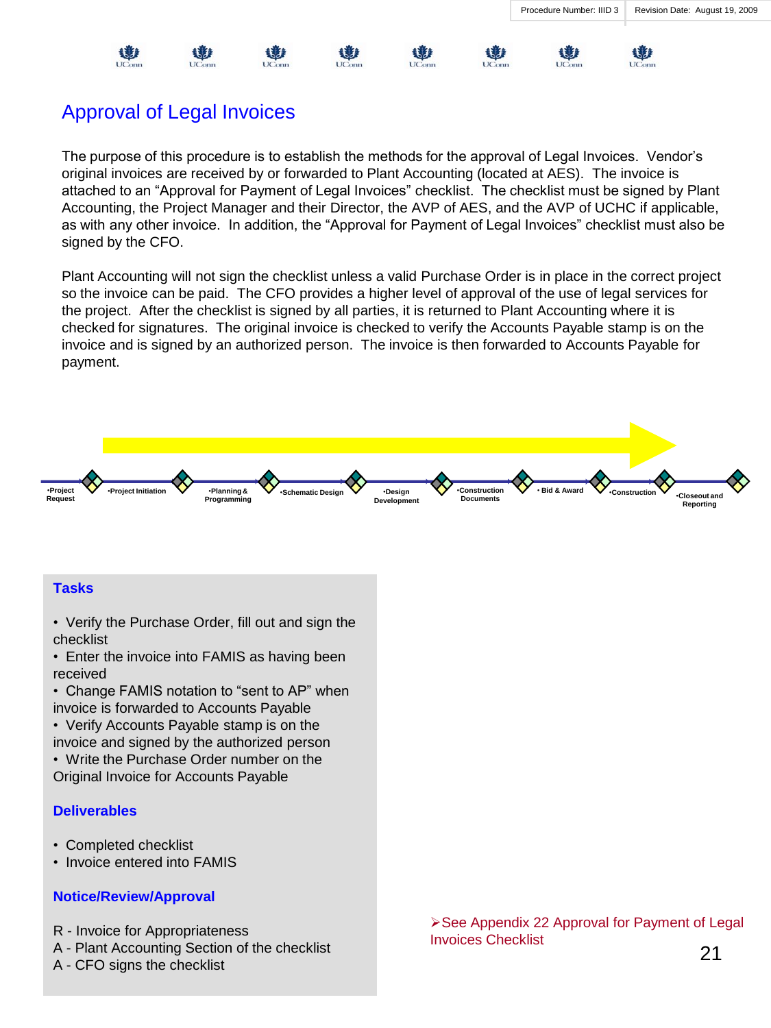# Approval of Legal Invoices

The purpose of this procedure is to establish the methods for the approval of Legal Invoices. Vendor's original invoices are received by or forwarded to Plant Accounting (located at AES). The invoice is attached to an "Approval for Payment of Legal Invoices" checklist. The checklist must be signed by Plant Accounting, the Project Manager and their Director, the AVP of AES, and the AVP of UCHC if applicable, as with any other invoice. In addition, the "Approval for Payment of Legal Invoices" checklist must also be signed by the CFO.

Plant Accounting will not sign the checklist unless a valid Purchase Order is in place in the correct project so the invoice can be paid. The CFO provides a higher level of approval of the use of legal services for the project. After the checklist is signed by all parties, it is returned to Plant Accounting where it is checked for signatures. The original invoice is checked to verify the Accounts Payable stamp is on the invoice and is signed by an authorized person. The invoice is then forwarded to Accounts Payable for payment.

•Project Request •Project Initiation •Planning & Programming •Schematic Design •Design Development •Construction Documents • Bid & Award •Construction •Closeout and Reporting

### Tasks

- Verify the Purchase Order, fill out and sign the checklist
- Enter the invoice into FAMIS as having been received
- Change FAMIS notation to "sent to AP" when invoice is forwarded to Accounts Payable
- Verify Accounts Payable stamp is on the invoice and signed by the authorized person
- Write the Purchase Order number on the Original Invoice for Accounts Payable

### Deliverables

- Completed checklist
- Invoice entered into FAMIS

### Notice/Review/Approval

R - Invoice for Appropriateness
A - Plant Accounting Section of the checklist
A - CFO signs the checklist

➢See Appendix 22 Approval for Payment of Legal Invoices Checklist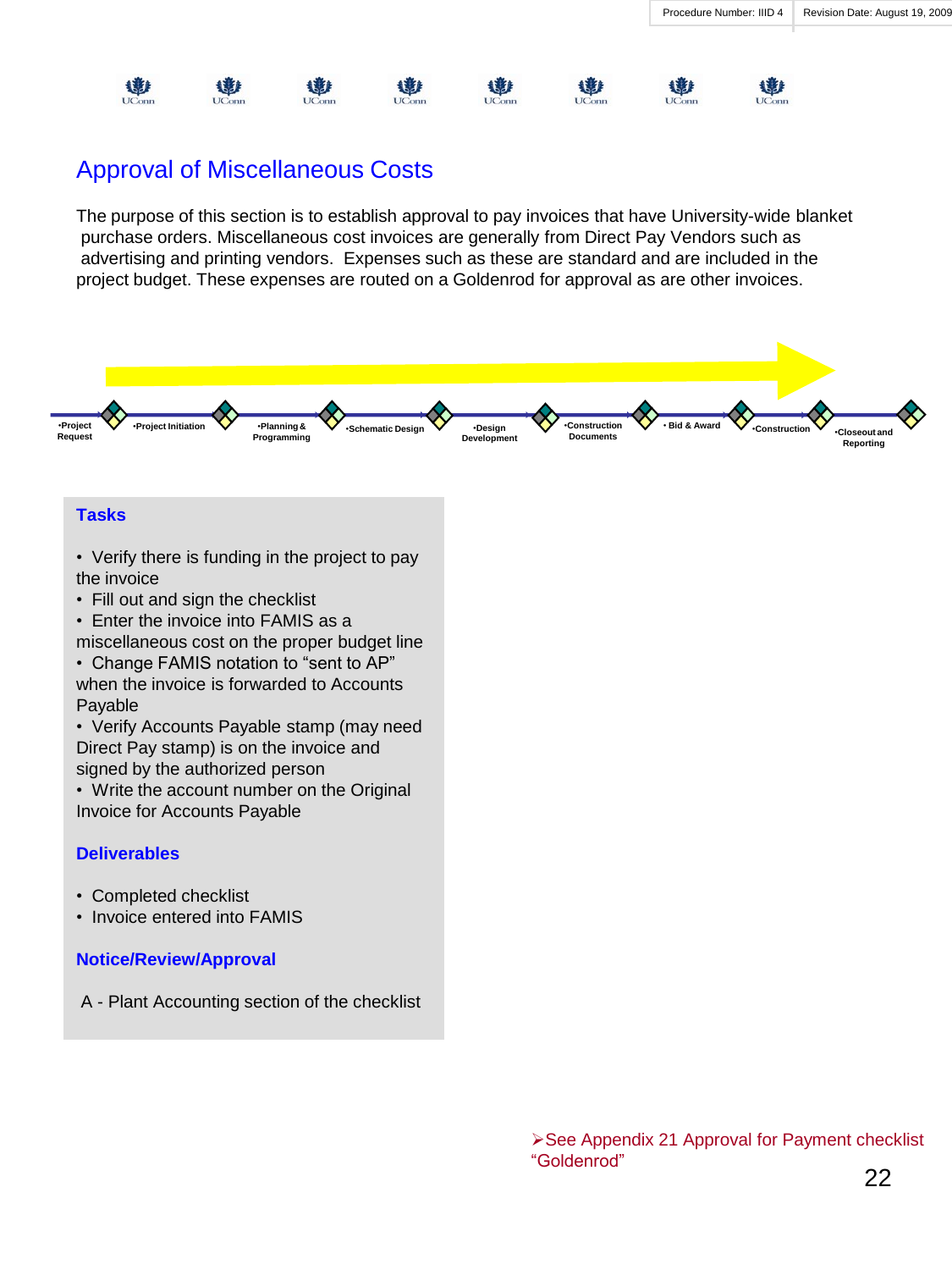## Approval of Miscellaneous Costs

The purpose of this section is to establish approval to pay invoices that have University-wide blanket purchase orders. Miscellaneous cost invoices are generally from Direct Pay Vendors such as advertising and printing vendors. Expenses such as these are standard and are included in the project budget. These expenses are routed on a Goldenrod for approval as are other invoices.

•Project Request • •Project Initiation • •Planning & Programming • •Schematic Design • •Design Development • •Construction Documents • • Bid & Award • •Construction • •Closeout and Reporting

### Tasks

- Verify there is funding in the project to pay the invoice
- Fill out and sign the checklist
- Enter the invoice into FAMIS as a miscellaneous cost on the proper budget line
- Change FAMIS notation to "sent to AP" when the invoice is forwarded to Accounts Payable
- Verify Accounts Payable stamp (may need Direct Pay stamp) is on the invoice and signed by the authorized person
- Write the account number on the Original Invoice for Accounts Payable

### Deliverables

- Completed checklist
- Invoice entered into FAMIS

### Notice/Review/Approval

A - Plant Accounting section of the checklist

➢See Appendix 21 Approval for Payment checklist "Goldenrod"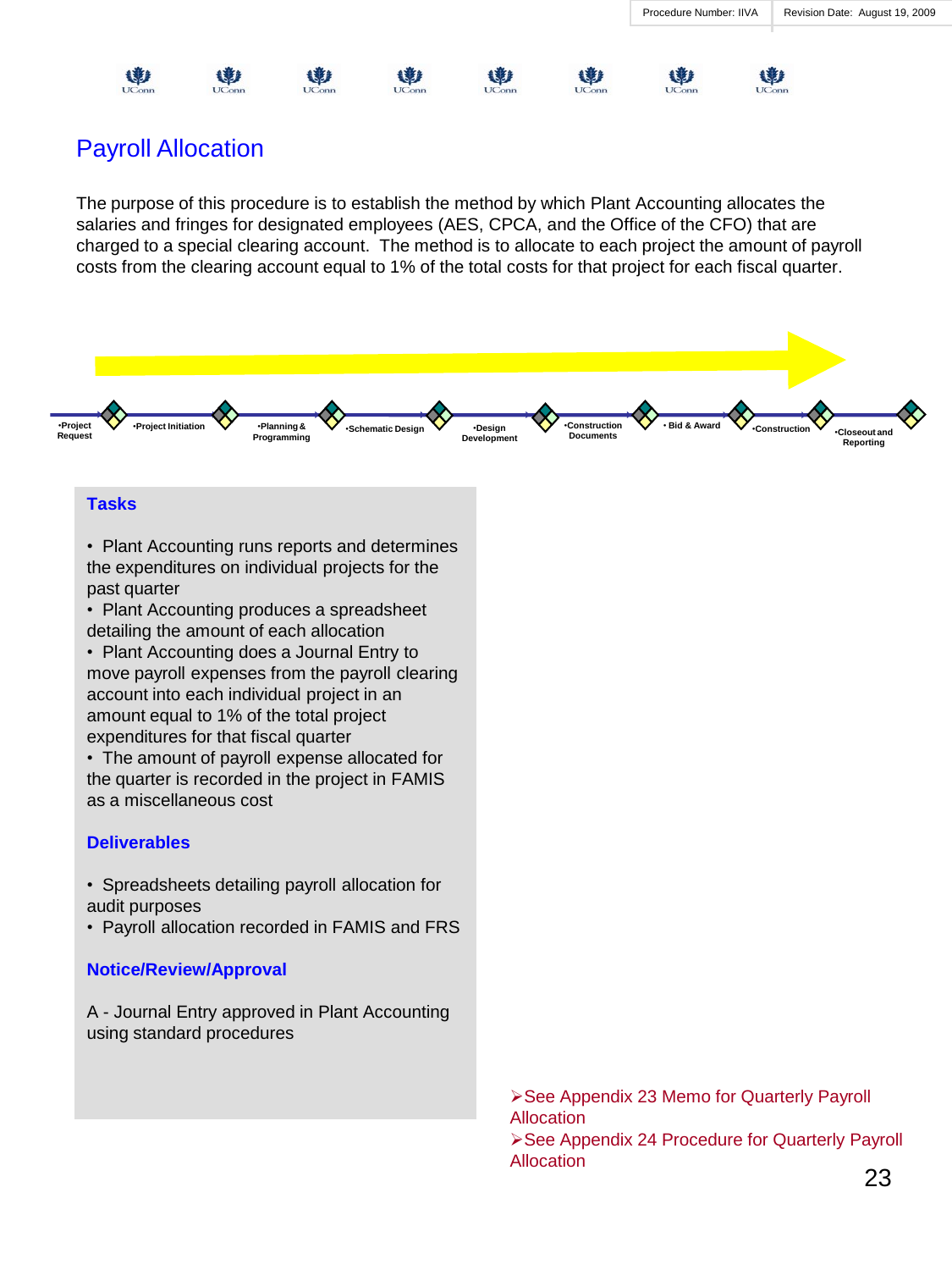Procedure Number: IIVA | Revision Date: August 19, 2009

# Payroll Allocation

The purpose of this procedure is to establish the method by which Plant Accounting allocates the salaries and fringes for designated employees (AES, CPCA, and the Office of the CFO) that are charged to a special clearing account. The method is to allocate to each project the amount of payroll costs from the clearing account equal to 1% of the total costs for that project for each fiscal quarter.

•Project Request → •Project Initiation → •Planning & Programming → •Schematic Design → •Design Development → •Construction Documents → • Bid & Award → •Construction → •Closeout and Reporting

## Tasks

- Plant Accounting runs reports and determines the expenditures on individual projects for the past quarter
- Plant Accounting produces a spreadsheet detailing the amount of each allocation
- Plant Accounting does a Journal Entry to move payroll expenses from the payroll clearing account into each individual project in an amount equal to 1% of the total project expenditures for that fiscal quarter
- The amount of payroll expense allocated for the quarter is recorded in the project in FAMIS as a miscellaneous cost

## Deliverables

- Spreadsheets detailing payroll allocation for audit purposes
- Payroll allocation recorded in FAMIS and FRS

## Notice/Review/Approval

A - Journal Entry approved in Plant Accounting using standard procedures

➢See Appendix 23 Memo for Quarterly Payroll Allocation

➢See Appendix 24 Procedure for Quarterly Payroll Allocation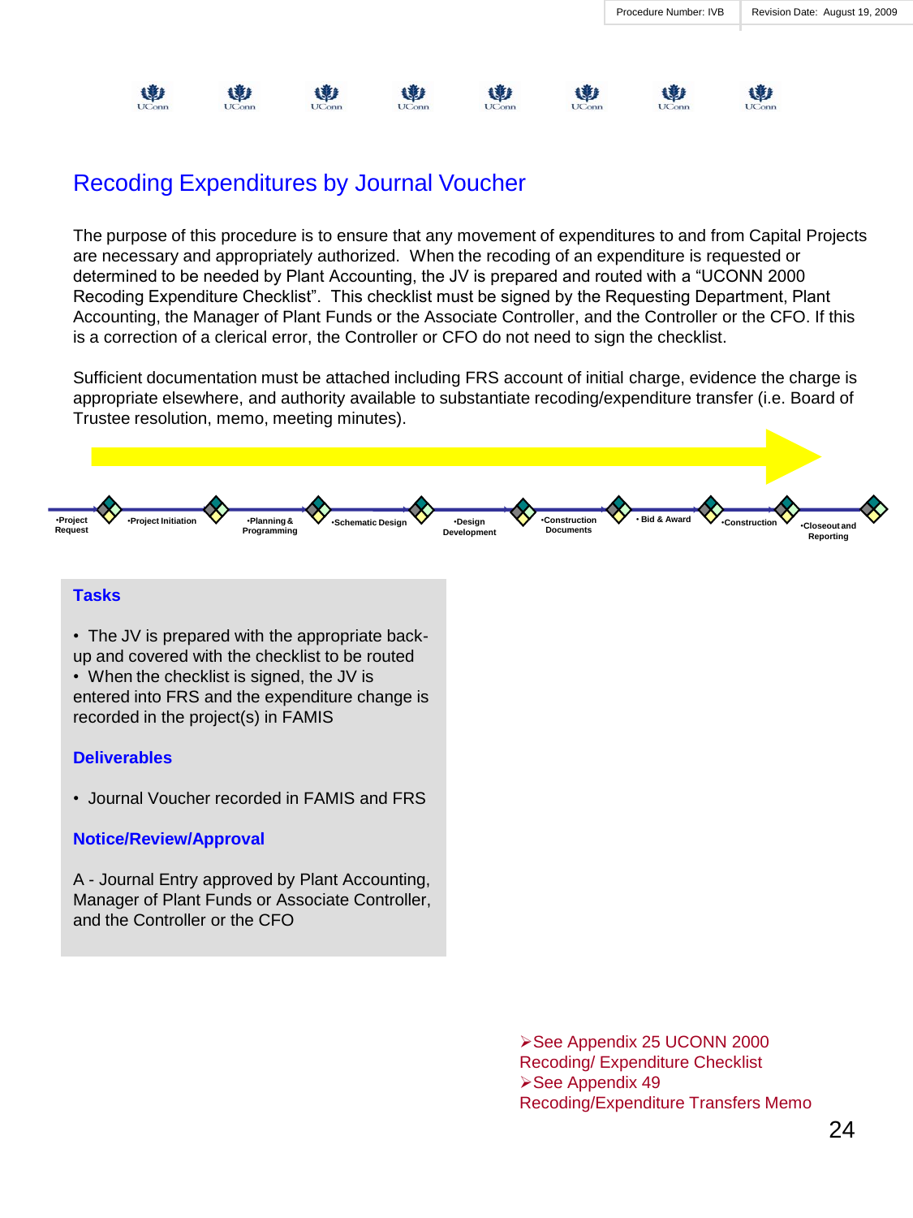Procedure Number: IVB | Revision Date: August 19, 2009

# Recoding Expenditures by Journal Voucher

The purpose of this procedure is to ensure that any movement of expenditures to and from Capital Projects are necessary and appropriately authorized. When the recoding of an expenditure is requested or determined to be needed by Plant Accounting, the JV is prepared and routed with a “UCONN 2000 Recoding Expenditure Checklist”. This checklist must be signed by the Requesting Department, Plant Accounting, the Manager of Plant Funds or the Associate Controller, and the Controller or the CFO. If this is a correction of a clerical error, the Controller or CFO do not need to sign the checklist.

Sufficient documentation must be attached including FRS account of initial charge, evidence the charge is appropriate elsewhere, and authority available to substantiate recoding/expenditure transfer (i.e. Board of Trustee resolution, memo, meeting minutes).

•Project Request → •Project Initiation → •Planning & Programming → •Schematic Design → •Design Development → •Construction Documents → • Bid & Award → •Construction → •Closeout and Reporting

## Tasks

- The JV is prepared with the appropriate back-up and covered with the checklist to be routed
- When the checklist is signed, the JV is entered into FRS and the expenditure change is recorded in the project(s) in FAMIS

## Deliverables

- Journal Voucher recorded in FAMIS and FRS

## Notice/Review/Approval

A - Journal Entry approved by Plant Accounting, Manager of Plant Funds or Associate Controller, and the Controller or the CFO

➢See Appendix 25 UCONN 2000 Recoding/ Expenditure Checklist
➢See Appendix 49 Recoding/Expenditure Transfers Memo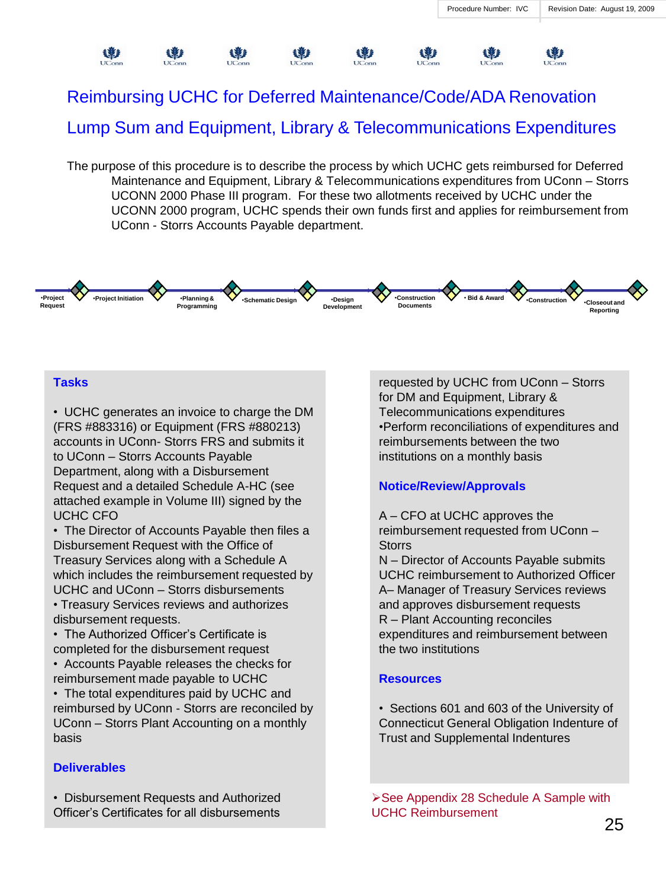Procedure Number: IVC | Revision Date: August 19, 2009

# Reimbursing UCHC for Deferred Maintenance/Code/ADA Renovation Lump Sum and Equipment, Library & Telecommunications Expenditures

The purpose of this procedure is to describe the process by which UCHC gets reimbursed for Deferred Maintenance and Equipment, Library & Telecommunications expenditures from UConn – Storrs UCONN 2000 Phase III program. For these two allotments received by UCHC under the UCONN 2000 program, UCHC spends their own funds first and applies for reimbursement from UConn - Storrs Accounts Payable department.

•Project Request → •Project Initiation → •Planning & Programming → •Schematic Design → •Design Development → •Construction Documents → • Bid & Award → •Construction → •Closeout and Reporting

## Tasks

- UCHC generates an invoice to charge the DM (FRS #883316) or Equipment (FRS #880213) accounts in UConn- Storrs FRS and submits it to UConn – Storrs Accounts Payable Department, along with a Disbursement Request and a detailed Schedule A-HC (see attached example in Volume III) signed by the UCHC CFO
- The Director of Accounts Payable then files a Disbursement Request with the Office of Treasury Services along with a Schedule A which includes the reimbursement requested by UCHC and UConn – Storrs disbursements
- Treasury Services reviews and authorizes disbursement requests.
- The Authorized Officer's Certificate is completed for the disbursement request
- Accounts Payable releases the checks for reimbursement made payable to UCHC
- The total expenditures paid by UCHC and reimbursed by UConn - Storrs are reconciled by UConn – Storrs Plant Accounting on a monthly basis

## Deliverables

- Disbursement Requests and Authorized Officer's Certificates for all disbursements requested by UCHC from UConn – Storrs for DM and Equipment, Library & Telecommunications expenditures
- Perform reconciliations of expenditures and reimbursements between the two institutions on a monthly basis

## Notice/Review/Approvals

A – CFO at UCHC approves the reimbursement requested from UConn – Storrs
N – Director of Accounts Payable submits UCHC reimbursement to Authorized Officer
A– Manager of Treasury Services reviews and approves disbursement requests
R – Plant Accounting reconciles expenditures and reimbursement between the two institutions

## Resources

- Sections 601 and 603 of the University of Connecticut General Obligation Indenture of Trust and Supplemental Indentures

➢See Appendix 28 Schedule A Sample with UCHC Reimbursement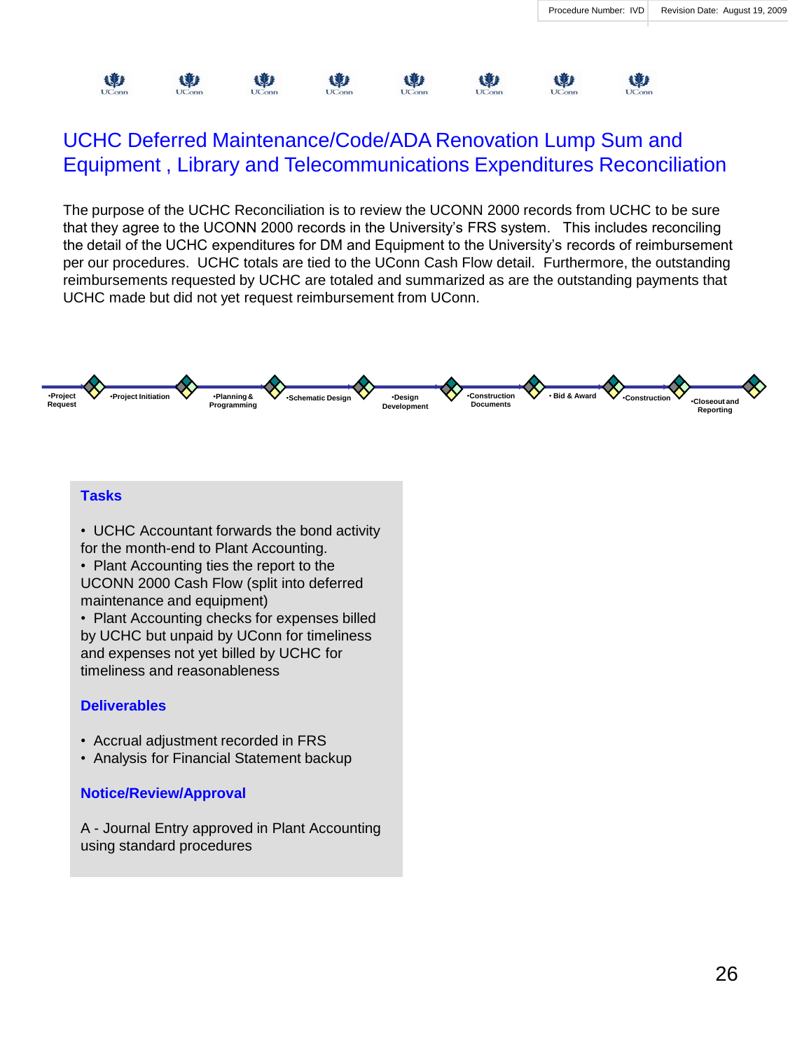Procedure Number: IVD | Revision Date: August 19, 2009

# UCHC Deferred Maintenance/Code/ADA Renovation Lump Sum and Equipment , Library and Telecommunications Expenditures Reconciliation

The purpose of the UCHC Reconciliation is to review the UCONN 2000 records from UCHC to be sure that they agree to the UCONN 2000 records in the University's FRS system. This includes reconciling the detail of the UCHC expenditures for DM and Equipment to the University's records of reimbursement per our procedures. UCHC totals are tied to the UConn Cash Flow detail. Furthermore, the outstanding reimbursements requested by UCHC are totaled and summarized as are the outstanding payments that UCHC made but did not yet request reimbursement from UConn.

•Project Request → •Project Initiation → •Planning & Programming → •Schematic Design → •Design Development → •Construction Documents → • Bid & Award → •Construction → •Closeout and Reporting

## Tasks

- UCHC Accountant forwards the bond activity for the month-end to Plant Accounting.
- Plant Accounting ties the report to the UCONN 2000 Cash Flow (split into deferred maintenance and equipment)
- Plant Accounting checks for expenses billed by UCHC but unpaid by UConn for timeliness and expenses not yet billed by UCHC for timeliness and reasonableness

## Deliverables

- Accrual adjustment recorded in FRS
- Analysis for Financial Statement backup

## Notice/Review/Approval

A - Journal Entry approved in Plant Accounting using standard procedures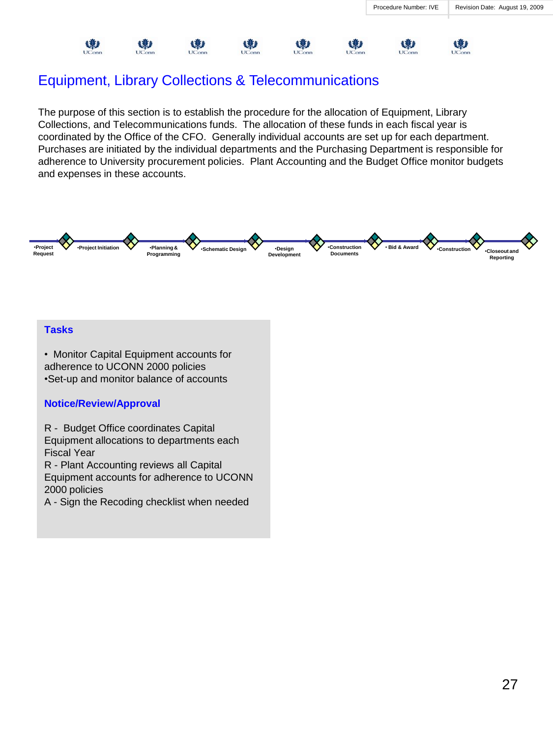| Procedure Number: IVE | Revision Date: August 19, 2009 |
| --- | --- |

# Equipment, Library Collections & Telecommunications

The purpose of this section is to establish the procedure for the allocation of Equipment, Library Collections, and Telecommunications funds. The allocation of these funds in each fiscal year is coordinated by the Office of the CFO. Generally individual accounts are set up for each department. Purchases are initiated by the individual departments and the Purchasing Department is responsible for adherence to University procurement policies. Plant Accounting and the Budget Office monitor budgets and expenses in these accounts.

•Project Request → •Project Initiation → •Planning & Programming → •Schematic Design → •Design Development → •Construction Documents → • Bid & Award → •Construction → •Closeout and Reporting

## Tasks

- Monitor Capital Equipment accounts for adherence to UCONN 2000 policies
- Set-up and monitor balance of accounts

## Notice/Review/Approval

R - Budget Office coordinates Capital Equipment allocations to departments each Fiscal Year

R - Plant Accounting reviews all Capital Equipment accounts for adherence to UCONN 2000 policies

A - Sign the Recoding checklist when needed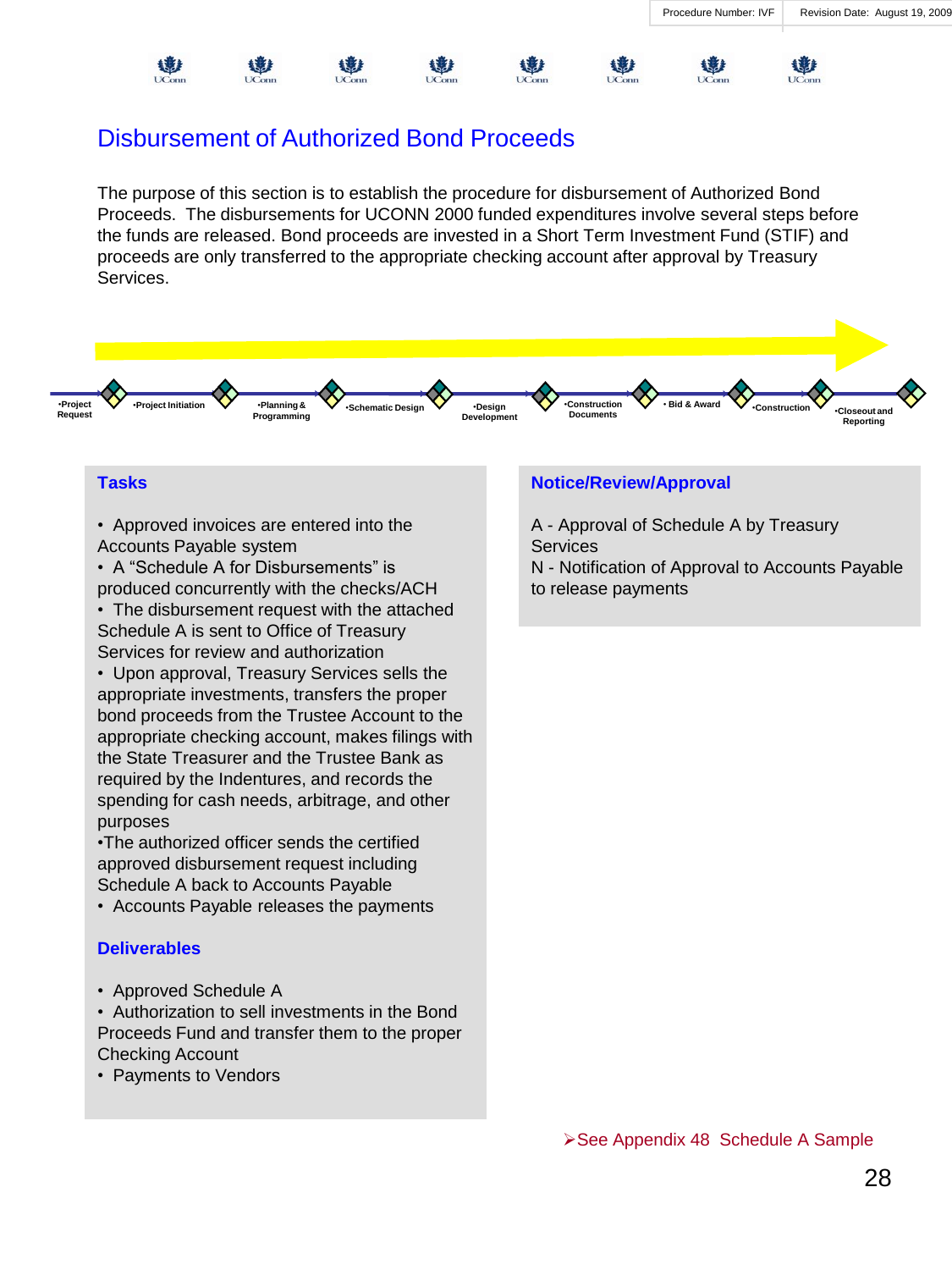Procedure Number: IVF | Revision Date: August 19, 2009

# Disbursement of Authorized Bond Proceeds

The purpose of this section is to establish the procedure for disbursement of Authorized Bond Proceeds. The disbursements for UCONN 2000 funded expenditures involve several steps before the funds are released. Bond proceeds are invested in a Short Term Investment Fund (STIF) and proceeds are only transferred to the appropriate checking account after approval by Treasury Services.

•Project Request → •Project Initiation → •Planning & Programming → •Schematic Design → •Design Development → •Construction Documents → • Bid & Award → •Construction → •Closeout and Reporting

## Tasks

- Approved invoices are entered into the Accounts Payable system
- A "Schedule A for Disbursements" is produced concurrently with the checks/ACH
- The disbursement request with the attached Schedule A is sent to Office of Treasury Services for review and authorization
- Upon approval, Treasury Services sells the appropriate investments, transfers the proper bond proceeds from the Trustee Account to the appropriate checking account, makes filings with the State Treasurer and the Trustee Bank as required by the Indentures, and records the spending for cash needs, arbitrage, and other purposes
- The authorized officer sends the certified approved disbursement request including Schedule A back to Accounts Payable
- Accounts Payable releases the payments

## Deliverables

- Approved Schedule A
- Authorization to sell investments in the Bond Proceeds Fund and transfer them to the proper Checking Account
- Payments to Vendors

## Notice/Review/Approval

A - Approval of Schedule A by Treasury Services
N - Notification of Approval to Accounts Payable to release payments

➢See Appendix 48 Schedule A Sample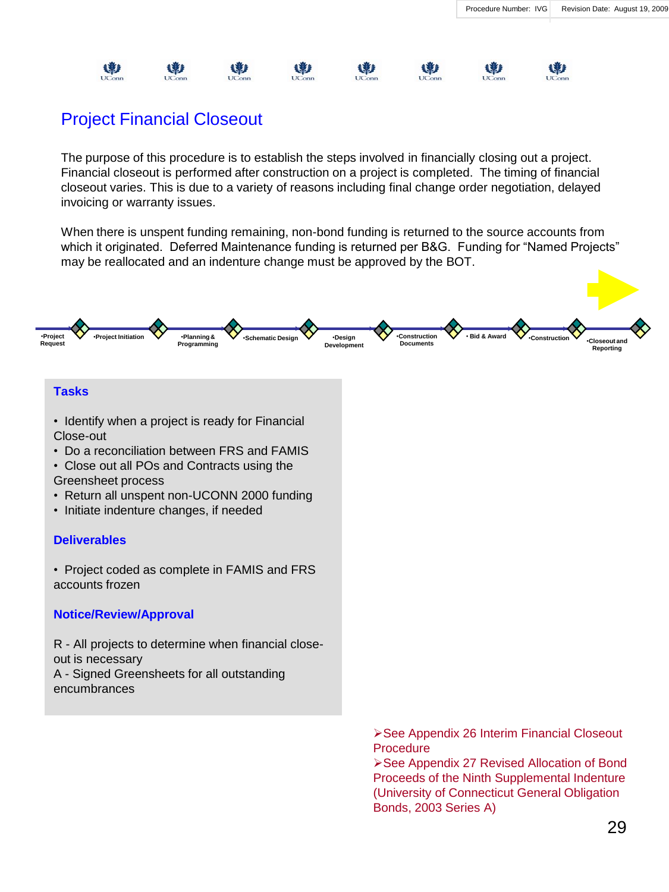Procedure Number: IVG | Revision Date: August 19, 2009

# Project Financial Closeout

The purpose of this procedure is to establish the steps involved in financially closing out a project. Financial closeout is performed after construction on a project is completed. The timing of financial closeout varies. This is due to a variety of reasons including final change order negotiation, delayed invoicing or warranty issues.

When there is unspent funding remaining, non-bond funding is returned to the source accounts from which it originated. Deferred Maintenance funding is returned per B&G. Funding for "Named Projects" may be reallocated and an indenture change must be approved by the BOT.

•Project Request •Project Initiation •Planning & Programming •Schematic Design •Design Development •Construction Documents • Bid & Award •Construction •Closeout and Reporting

## Tasks

- Identify when a project is ready for Financial Close-out
- Do a reconciliation between FRS and FAMIS
- Close out all POs and Contracts using the Greensheet process
- Return all unspent non-UCONN 2000 funding
- Initiate indenture changes, if needed

## Deliverables

- Project coded as complete in FAMIS and FRS accounts frozen

## Notice/Review/Approval

R - All projects to determine when financial close-out is necessary
A - Signed Greensheets for all outstanding encumbrances

➢See Appendix 26 Interim Financial Closeout Procedure
➢See Appendix 27 Revised Allocation of Bond Proceeds of the Ninth Supplemental Indenture (University of Connecticut General Obligation Bonds, 2003 Series A)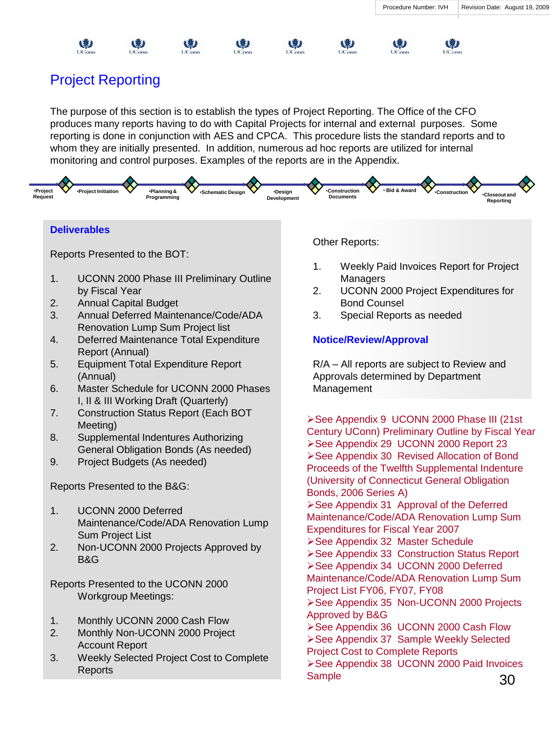Procedure Number: IVH | Revision Date: August 19, 2009

# Project Reporting

The purpose of this section is to establish the types of Project Reporting. The Office of the CFO produces many reports having to do with Capital Projects for internal and external purposes. Some reporting is done in conjunction with AES and CPCA. This procedure lists the standard reports and to whom they are initially presented. In addition, numerous ad hoc reports are utilized for internal monitoring and control purposes. Examples of the reports are in the Appendix.

•Project Request → •Project Initiation → •Planning & Programming → •Schematic Design → •Design Development → •Construction Documents → • Bid & Award → •Construction → •Closeout and Reporting

## Deliverables

Reports Presented to the BOT:

1. UCONN 2000 Phase III Preliminary Outline by Fiscal Year
2. Annual Capital Budget
3. Annual Deferred Maintenance/Code/ADA Renovation Lump Sum Project list
4. Deferred Maintenance Total Expenditure Report (Annual)
5. Equipment Total Expenditure Report (Annual)
6. Master Schedule for UCONN 2000 Phases I, II & III Working Draft (Quarterly)
7. Construction Status Report (Each BOT Meeting)
8. Supplemental Indentures Authorizing General Obligation Bonds (As needed)
9. Project Budgets (As needed)

Reports Presented to the B&G:

1. UCONN 2000 Deferred Maintenance/Code/ADA Renovation Lump Sum Project List
2. Non-UCONN 2000 Projects Approved by B&G

Reports Presented to the UCONN 2000 Workgroup Meetings:

1. Monthly UCONN 2000 Cash Flow
2. Monthly Non-UCONN 2000 Project Account Report
3. Weekly Selected Project Cost to Complete Reports

Other Reports:

1. Weekly Paid Invoices Report for Project Managers
2. UCONN 2000 Project Expenditures for Bond Counsel
3. Special Reports as needed

## Notice/Review/Approval

R/A – All reports are subject to Review and Approvals determined by Department Management

- ➢See Appendix 9 UCONN 2000 Phase III (21st Century UConn) Preliminary Outline by Fiscal Year
- ➢See Appendix 29 UCONN 2000 Report 23
- ➢See Appendix 30 Revised Allocation of Bond Proceeds of the Twelfth Supplemental Indenture (University of Connecticut General Obligation Bonds, 2006 Series A)
- ➢See Appendix 31 Approval of the Deferred Maintenance/Code/ADA Renovation Lump Sum Expenditures for Fiscal Year 2007
- ➢See Appendix 32 Master Schedule
- ➢See Appendix 33 Construction Status Report
- ➢See Appendix 34 UCONN 2000 Deferred Maintenance/Code/ADA Renovation Lump Sum Project List FY06, FY07, FY08
- ➢See Appendix 35 Non-UCONN 2000 Projects Approved by B&G
- ➢See Appendix 36 UCONN 2000 Cash Flow
- ➢See Appendix 37 Sample Weekly Selected Project Cost to Complete Reports
- ➢See Appendix 38 UCONN 2000 Paid Invoices Sample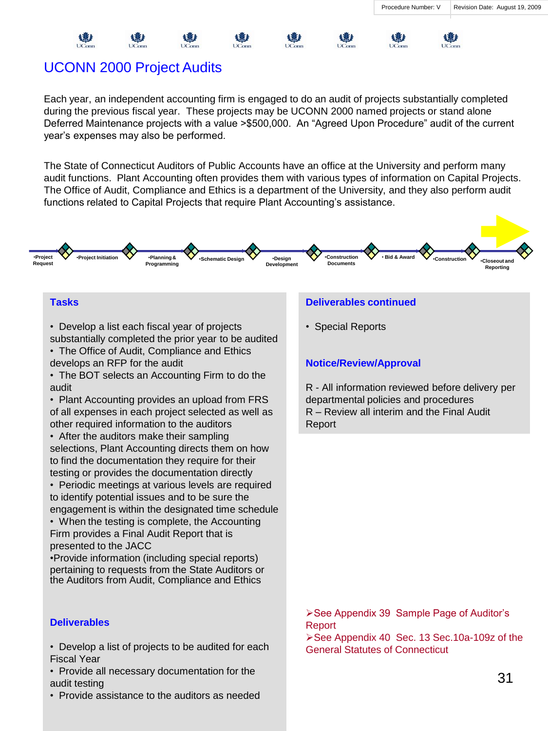Procedure Number: V | Revision Date: August 19, 2009

# UCONN 2000 Project Audits

Each year, an independent accounting firm is engaged to do an audit of projects substantially completed during the previous fiscal year. These projects may be UCONN 2000 named projects or stand alone Deferred Maintenance projects with a value >$500,000. An "Agreed Upon Procedure" audit of the current year's expenses may also be performed.

The State of Connecticut Auditors of Public Accounts have an office at the University and perform many audit functions. Plant Accounting often provides them with various types of information on Capital Projects. The Office of Audit, Compliance and Ethics is a department of the University, and they also perform audit functions related to Capital Projects that require Plant Accounting's assistance.

•Project Request → •Project Initiation → •Planning & Programming → •Schematic Design → •Design Development → •Construction Documents → • Bid & Award → •Construction → •Closeout and Reporting

## Tasks

- Develop a list each fiscal year of projects substantially completed the prior year to be audited
- The Office of Audit, Compliance and Ethics develops an RFP for the audit
- The BOT selects an Accounting Firm to do the audit
- Plant Accounting provides an upload from FRS of all expenses in each project selected as well as other required information to the auditors
- After the auditors make their sampling selections, Plant Accounting directs them on how to find the documentation they require for their testing or provides the documentation directly
- Periodic meetings at various levels are required to identify potential issues and to be sure the engagement is within the designated time schedule
- When the testing is complete, the Accounting Firm provides a Final Audit Report that is presented to the JACC
- Provide information (including special reports) pertaining to requests from the State Auditors or the Auditors from Audit, Compliance and Ethics

## Deliverables

- Develop a list of projects to be audited for each Fiscal Year
- Provide all necessary documentation for the audit testing
- Provide assistance to the auditors as needed

## Deliverables continued

- Special Reports

## Notice/Review/Approval

R - All information reviewed before delivery per departmental policies and procedures
R – Review all interim and the Final Audit Report

➢See Appendix 39 Sample Page of Auditor's Report
➢See Appendix 40 Sec. 13 Sec.10a-109z of the General Statutes of Connecticut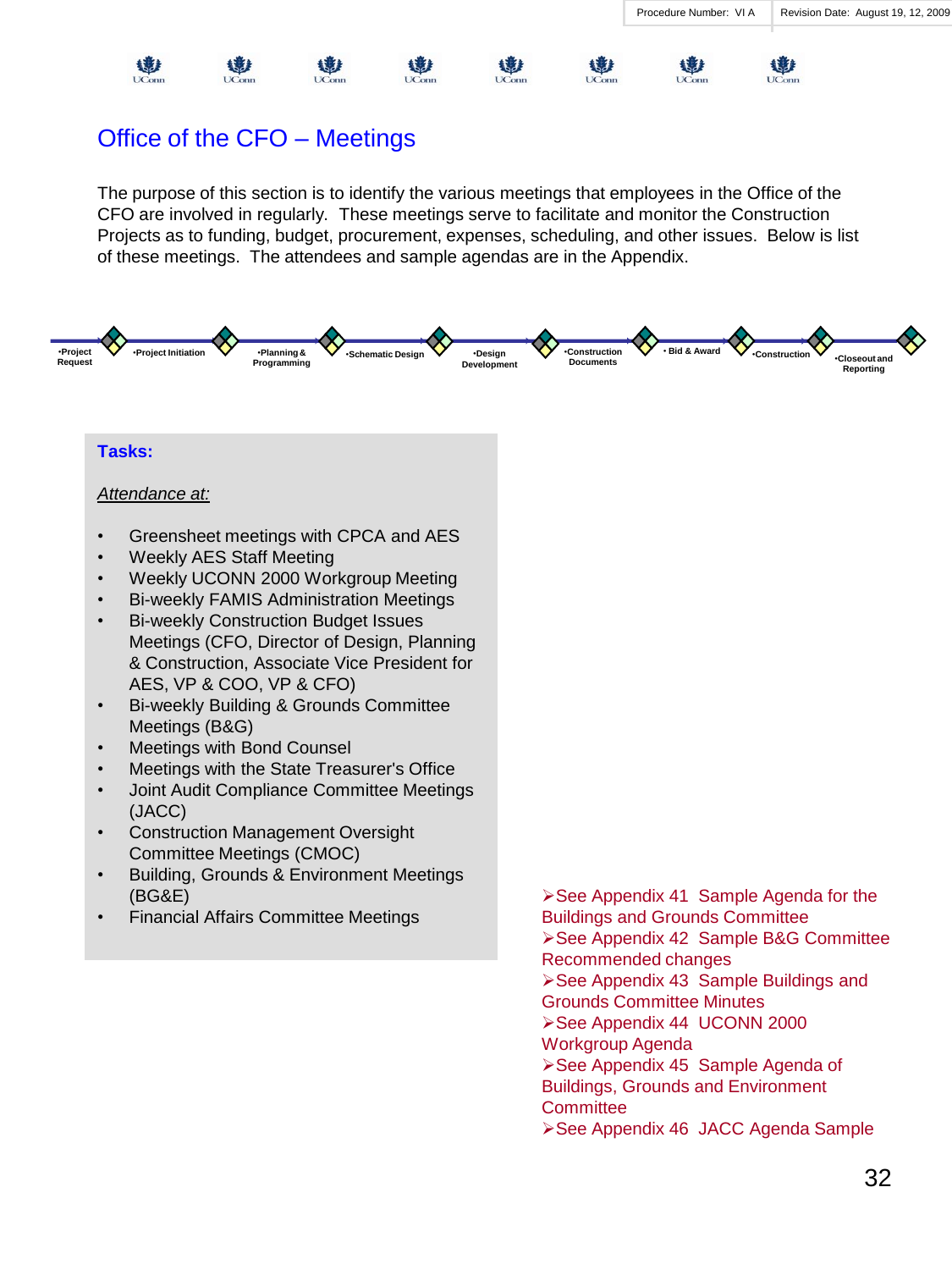| Procedure Number: VI A | Revision Date: August 19, 12, 2009 |
|---|---|

# Office of the CFO – Meetings

The purpose of this section is to identify the various meetings that employees in the Office of the CFO are involved in regularly. These meetings serve to facilitate and monitor the Construction Projects as to funding, budget, procurement, expenses, scheduling, and other issues. Below is list of these meetings. The attendees and sample agendas are in the Appendix.

•Project Request → •Project Initiation → •Planning & Programming → •Schematic Design → •Design Development → •Construction Documents → • Bid & Award → •Construction → •Closeout and Reporting

**Tasks:**

*Attendance at:*

- Greensheet meetings with CPCA and AES
- Weekly AES Staff Meeting
- Weekly UCONN 2000 Workgroup Meeting
- Bi-weekly FAMIS Administration Meetings
- Bi-weekly Construction Budget Issues Meetings (CFO, Director of Design, Planning & Construction, Associate Vice President for AES, VP & COO, VP & CFO)
- Bi-weekly Building & Grounds Committee Meetings (B&G)
- Meetings with Bond Counsel
- Meetings with the State Treasurer's Office
- Joint Audit Compliance Committee Meetings (JACC)
- Construction Management Oversight Committee Meetings (CMOC)
- Building, Grounds & Environment Meetings (BG&E)
- Financial Affairs Committee Meetings

➢See Appendix 41 Sample Agenda for the Buildings and Grounds Committee
➢See Appendix 42 Sample B&G Committee Recommended changes
➢See Appendix 43 Sample Buildings and Grounds Committee Minutes
➢See Appendix 44 UCONN 2000 Workgroup Agenda
➢See Appendix 45 Sample Agenda of Buildings, Grounds and Environment Committee
➢See Appendix 46 JACC Agenda Sample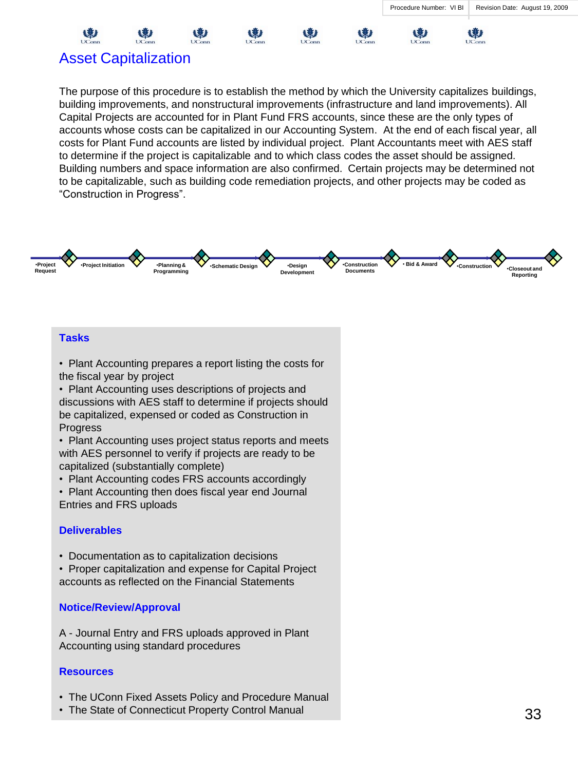Procedure Number: VI BI | Revision Date: August 19, 2009

# Asset Capitalization

The purpose of this procedure is to establish the method by which the University capitalizes buildings, building improvements, and nonstructural improvements (infrastructure and land improvements). All Capital Projects are accounted for in Plant Fund FRS accounts, since these are the only types of accounts whose costs can be capitalized in our Accounting System. At the end of each fiscal year, all costs for Plant Fund accounts are listed by individual project. Plant Accountants meet with AES staff to determine if the project is capitalizable and to which class codes the asset should be assigned. Building numbers and space information are also confirmed. Certain projects may be determined not to be capitalizable, such as building code remediation projects, and other projects may be coded as "Construction in Progress".

•Project Request → •Project Initiation → •Planning & Programming → •Schematic Design → •Design Development → •Construction Documents → • Bid & Award → •Construction → •Closeout and Reporting

## Tasks

- Plant Accounting prepares a report listing the costs for the fiscal year by project
- Plant Accounting uses descriptions of projects and discussions with AES staff to determine if projects should be capitalized, expensed or coded as Construction in Progress
- Plant Accounting uses project status reports and meets with AES personnel to verify if projects are ready to be capitalized (substantially complete)
- Plant Accounting codes FRS accounts accordingly
- Plant Accounting then does fiscal year end Journal Entries and FRS uploads

## Deliverables

- Documentation as to capitalization decisions
- Proper capitalization and expense for Capital Project accounts as reflected on the Financial Statements

## Notice/Review/Approval

A - Journal Entry and FRS uploads approved in Plant Accounting using standard procedures

## Resources

- The UConn Fixed Assets Policy and Procedure Manual
- The State of Connecticut Property Control Manual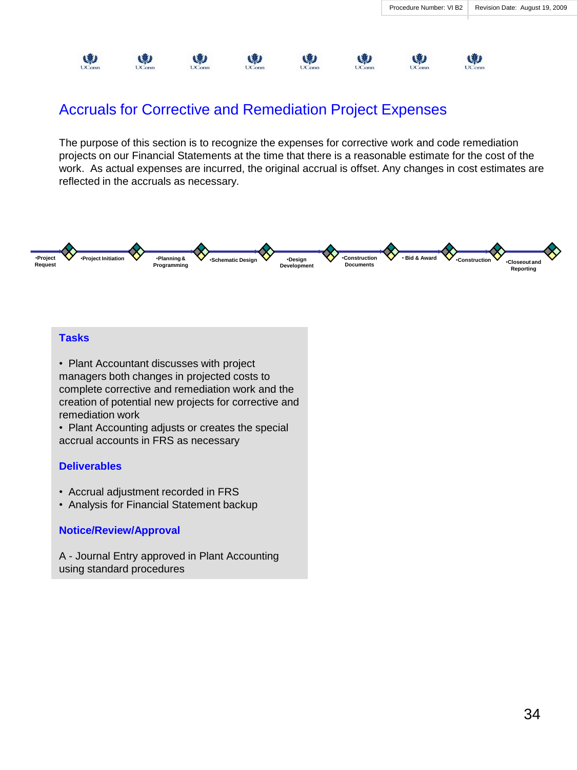| Procedure Number: VI B2 | Revision Date: August 19, 2009 |
|---|---|

# Accruals for Corrective and Remediation Project Expenses

The purpose of this section is to recognize the expenses for corrective work and code remediation projects on our Financial Statements at the time that there is a reasonable estimate for the cost of the work. As actual expenses are incurred, the original accrual is offset. Any changes in cost estimates are reflected in the accruals as necessary.

•Project Request → •Project Initiation → •Planning & Programming → •Schematic Design → •Design Development → •Construction Documents → • Bid & Award → •Construction → •Closeout and Reporting

### Tasks

- Plant Accountant discusses with project managers both changes in projected costs to complete corrective and remediation work and the creation of potential new projects for corrective and remediation work
- Plant Accounting adjusts or creates the special accrual accounts in FRS as necessary

### Deliverables

- Accrual adjustment recorded in FRS
- Analysis for Financial Statement backup

### Notice/Review/Approval

A - Journal Entry approved in Plant Accounting using standard procedures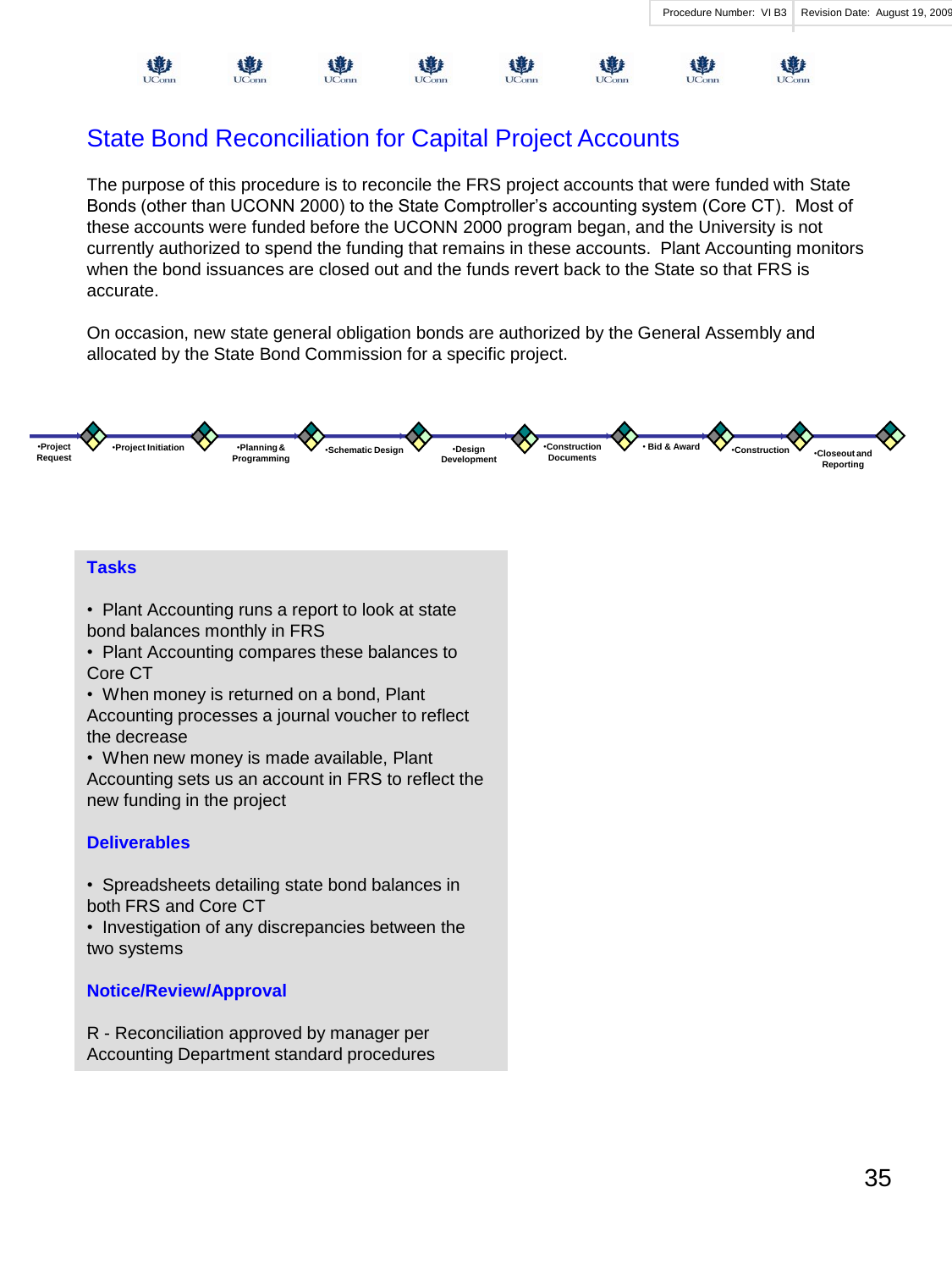Procedure Number: VI B3 | Revision Date: August 19, 2009

# State Bond Reconciliation for Capital Project Accounts

The purpose of this procedure is to reconcile the FRS project accounts that were funded with State Bonds (other than UCONN 2000) to the State Comptroller's accounting system (Core CT). Most of these accounts were funded before the UCONN 2000 program began, and the University is not currently authorized to spend the funding that remains in these accounts. Plant Accounting monitors when the bond issuances are closed out and the funds revert back to the State so that FRS is accurate.

On occasion, new state general obligation bonds are authorized by the General Assembly and allocated by the State Bond Commission for a specific project.

•Project Request → •Project Initiation → •Planning & Programming → •Schematic Design → •Design Development → •Construction Documents → • Bid & Award → •Construction → •Closeout and Reporting

## Tasks

- Plant Accounting runs a report to look at state bond balances monthly in FRS
- Plant Accounting compares these balances to Core CT
- When money is returned on a bond, Plant Accounting processes a journal voucher to reflect the decrease
- When new money is made available, Plant Accounting sets us an account in FRS to reflect the new funding in the project

## Deliverables

- Spreadsheets detailing state bond balances in both FRS and Core CT
- Investigation of any discrepancies between the two systems

## Notice/Review/Approval

R - Reconciliation approved by manager per Accounting Department standard procedures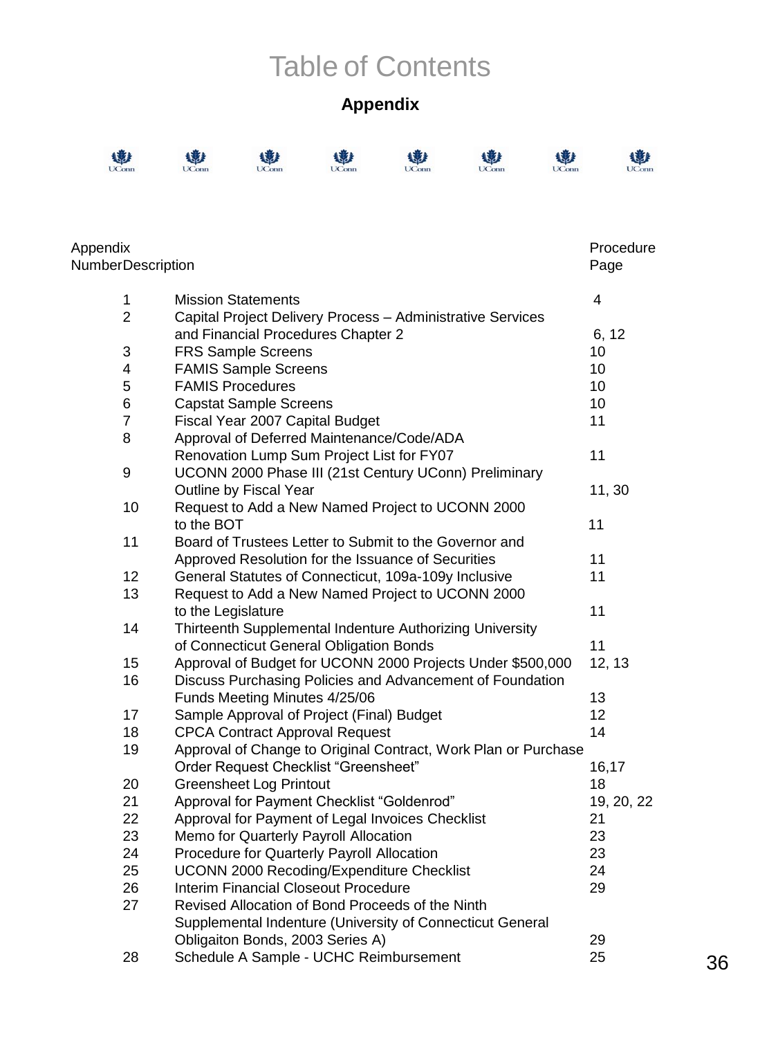# Table of Contents

## Appendix

| Appendix Number | Description | Procedure Page |
|---|---|---|
| 1 | Mission Statements | 4 |
| 2 | Capital Project Delivery Process – Administrative Services and Financial Procedures Chapter 2 | 6, 12 |
| 3 | FRS Sample Screens | 10 |
| 4 | FAMIS Sample Screens | 10 |
| 5 | FAMIS Procedures | 10 |
| 6 | Capstat Sample Screens | 10 |
| 7 | Fiscal Year 2007 Capital Budget | 11 |
| 8 | Approval of Deferred Maintenance/Code/ADA Renovation Lump Sum Project List for FY07 | 11 |
| 9 | UCONN 2000 Phase III (21st Century UConn) Preliminary Outline by Fiscal Year | 11, 30 |
| 10 | Request to Add a New Named Project to UCONN 2000 to the BOT | 11 |
| 11 | Board of Trustees Letter to Submit to the Governor and Approved Resolution for the Issuance of Securities | 11 |
| 12 | General Statutes of Connecticut, 109a-109y Inclusive | 11 |
| 13 | Request to Add a New Named Project to UCONN 2000 to the Legislature | 11 |
| 14 | Thirteenth Supplemental Indenture Authorizing University of Connecticut General Obligation Bonds | 11 |
| 15 | Approval of Budget for UCONN 2000 Projects Under $500,000 | 12, 13 |
| 16 | Discuss Purchasing Policies and Advancement of Foundation Funds Meeting Minutes 4/25/06 | 13 |
| 17 | Sample Approval of Project (Final) Budget | 12 |
| 18 | CPCA Contract Approval Request | 14 |
| 19 | Approval of Change to Original Contract, Work Plan or Purchase Order Request Checklist "Greensheet" | 16,17 |
| 20 | Greensheet Log Printout | 18 |
| 21 | Approval for Payment Checklist "Goldenrod" | 19, 20, 22 |
| 22 | Approval for Payment of Legal Invoices Checklist | 21 |
| 23 | Memo for Quarterly Payroll Allocation | 23 |
| 24 | Procedure for Quarterly Payroll Allocation | 23 |
| 25 | UCONN 2000 Recoding/Expenditure Checklist | 24 |
| 26 | Interim Financial Closeout Procedure | 29 |
| 27 | Revised Allocation of Bond Proceeds of the Ninth Supplemental Indenture (University of Connecticut General Obligaiton Bonds, 2003 Series A) | 29 |
| 28 | Schedule A Sample - UCHC Reimbursement | 25 |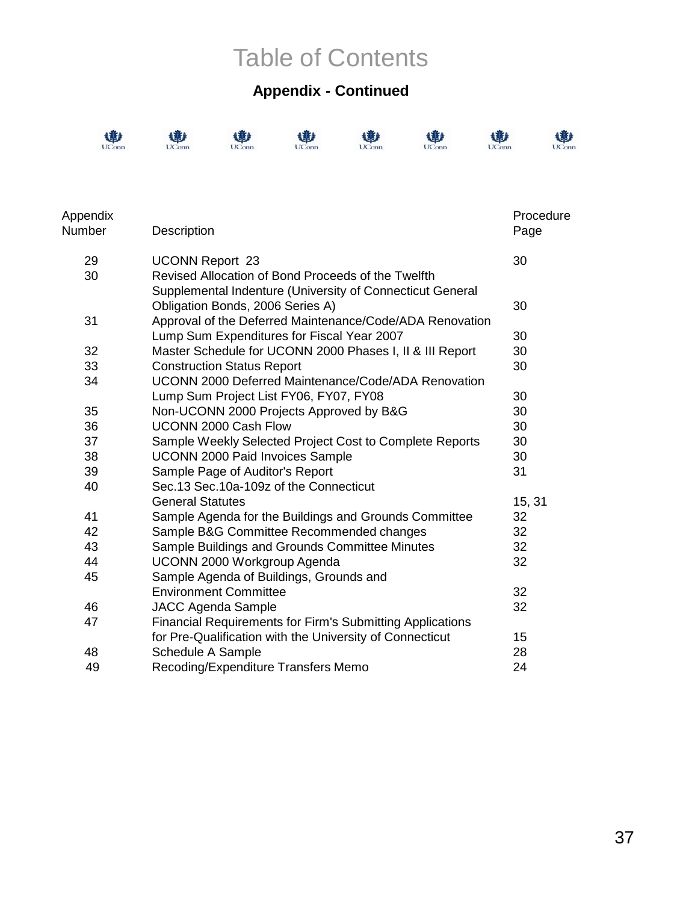# Table of Contents

## Appendix - Continued

| Appendix Number | Description | Procedure Page |
|---|---|---|
| 29 | UCONN Report 23 | 30 |
| 30 | Revised Allocation of Bond Proceeds of the Twelfth Supplemental Indenture (University of Connecticut General Obligation Bonds, 2006 Series A) | 30 |
| 31 | Approval of the Deferred Maintenance/Code/ADA Renovation Lump Sum Expenditures for Fiscal Year 2007 | 30 |
| 32 | Master Schedule for UCONN 2000 Phases I, II & III Report | 30 |
| 33 | Construction Status Report | 30 |
| 34 | UCONN 2000 Deferred Maintenance/Code/ADA Renovation Lump Sum Project List FY06, FY07, FY08 | 30 |
| 35 | Non-UCONN 2000 Projects Approved by B&G | 30 |
| 36 | UCONN 2000 Cash Flow | 30 |
| 37 | Sample Weekly Selected Project Cost to Complete Reports | 30 |
| 38 | UCONN 2000 Paid Invoices Sample | 30 |
| 39 | Sample Page of Auditor's Report | 31 |
| 40 | Sec.13 Sec.10a-109z of the Connecticut General Statutes | 15, 31 |
| 41 | Sample Agenda for the Buildings and Grounds Committee | 32 |
| 42 | Sample B&G Committee Recommended changes | 32 |
| 43 | Sample Buildings and Grounds Committee Minutes | 32 |
| 44 | UCONN 2000 Workgroup Agenda | 32 |
| 45 | Sample Agenda of Buildings, Grounds and Environment Committee | 32 |
| 46 | JACC Agenda Sample | 32 |
| 47 | Financial Requirements for Firm's Submitting Applications for Pre-Qualification with the University of Connecticut | 15 |
| 48 | Schedule A Sample | 28 |
| 49 | Recoding/Expenditure Transfers Memo | 24 |